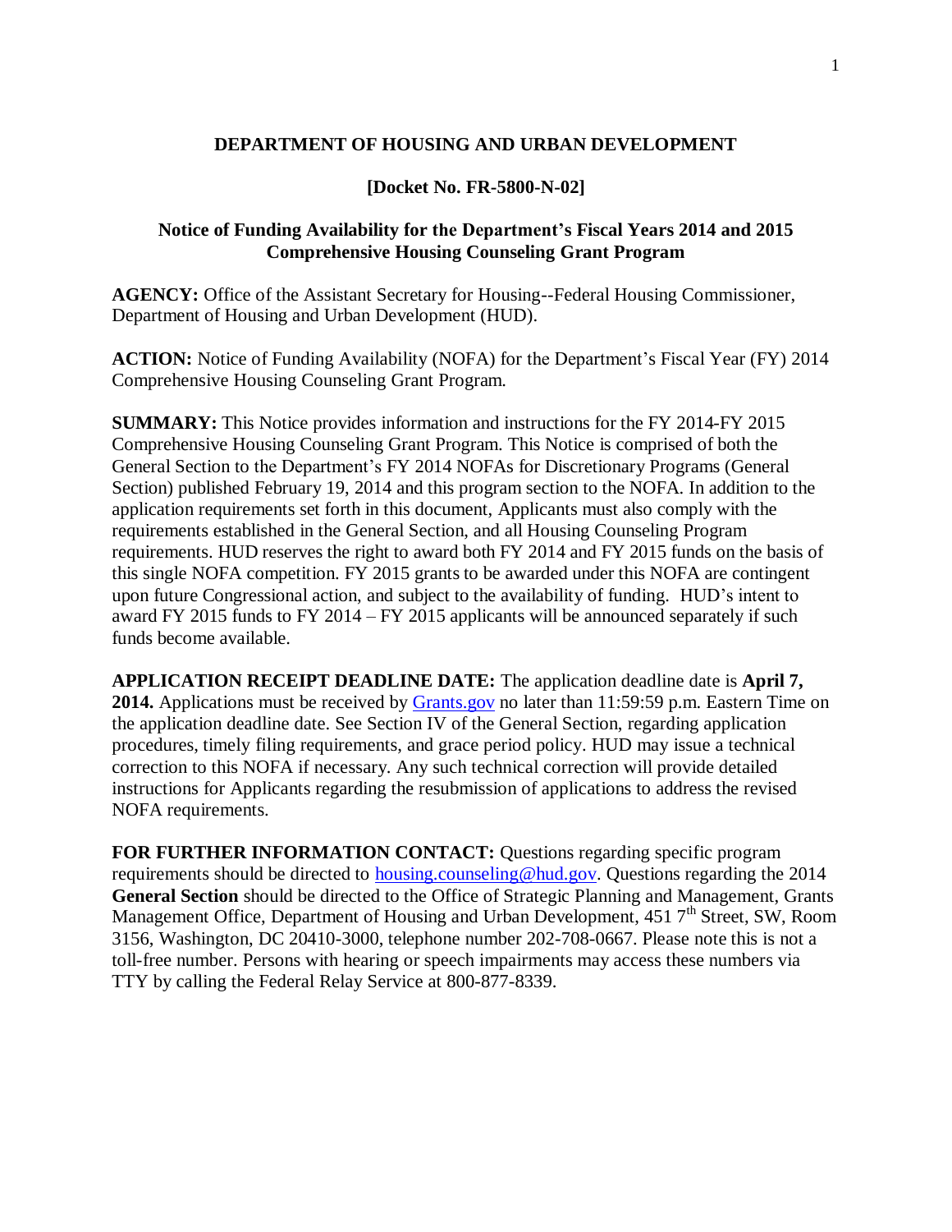**DEPARTMENT OF HOUSING AND URBAN DEVELOPMENT**

**[Docket No. FR-5800-N-02]**

**Notice of Funding Availability for the Department's Fiscal Years 2014 and 2015 Comprehensive Housing Counseling Grant Program**

**AGENCY:** Office of the Assistant Secretary for Housing--Federal Housing Commissioner, Department of Housing and Urban Development (HUD).

**ACTION:** Notice of Funding Availability (NOFA) for the Department's Fiscal Year (FY) 2014 Comprehensive Housing Counseling Grant Program.

**SUMMARY:** This Notice provides information and instructions for the FY 2014-FY 2015 Comprehensive Housing Counseling Grant Program. This Notice is comprised of both the General Section to the Department's FY 2014 NOFAs for Discretionary Programs (General Section) published February 19, 2014 and this program section to the NOFA. In addition to the application requirements set forth in this document, Applicants must also comply with the requirements established in the General Section, and all Housing Counseling Program requirements. HUD reserves the right to award both FY 2014 and FY 2015 funds on the basis of this single NOFA competition. FY 2015 grants to be awarded under this NOFA are contingent upon future Congressional action, and subject to the availability of funding. HUD's intent to award FY 2015 funds to FY 2014 – FY 2015 applicants will be announced separately if such funds become available.

**APPLICATION RECEIPT DEADLINE DATE:** The application deadline date is **April 7, 2014.** Applications must be received by [Grants.gov](Grants.gov) no later than 11:59:59 p.m. Eastern Time on the application deadline date. See Section IV of the General Section, regarding application procedures, timely filing requirements, and grace period policy. HUD may issue a technical correction to this NOFA if necessary. Any such technical correction will provide detailed instructions for Applicants regarding the resubmission of applications to address the revised NOFA requirements.

**FOR FURTHER INFORMATION CONTACT:** Questions regarding specific program requirements should be directed to [housing.counseling@hud.gov](mailto:housing.counseling@hud.gov). Questions regarding the 2014 **General Section** should be directed to the Office of Strategic Planning and Management, Grants Management Office, Department of Housing and Urban Development, 451 7th Street, SW, Room 3156, Washington, DC 20410-3000, telephone number 202-708-0667. Please note this is not a toll-free number. Persons with hearing or speech impairments may access these numbers via TTY by calling the Federal Relay Service at 800-877-8339.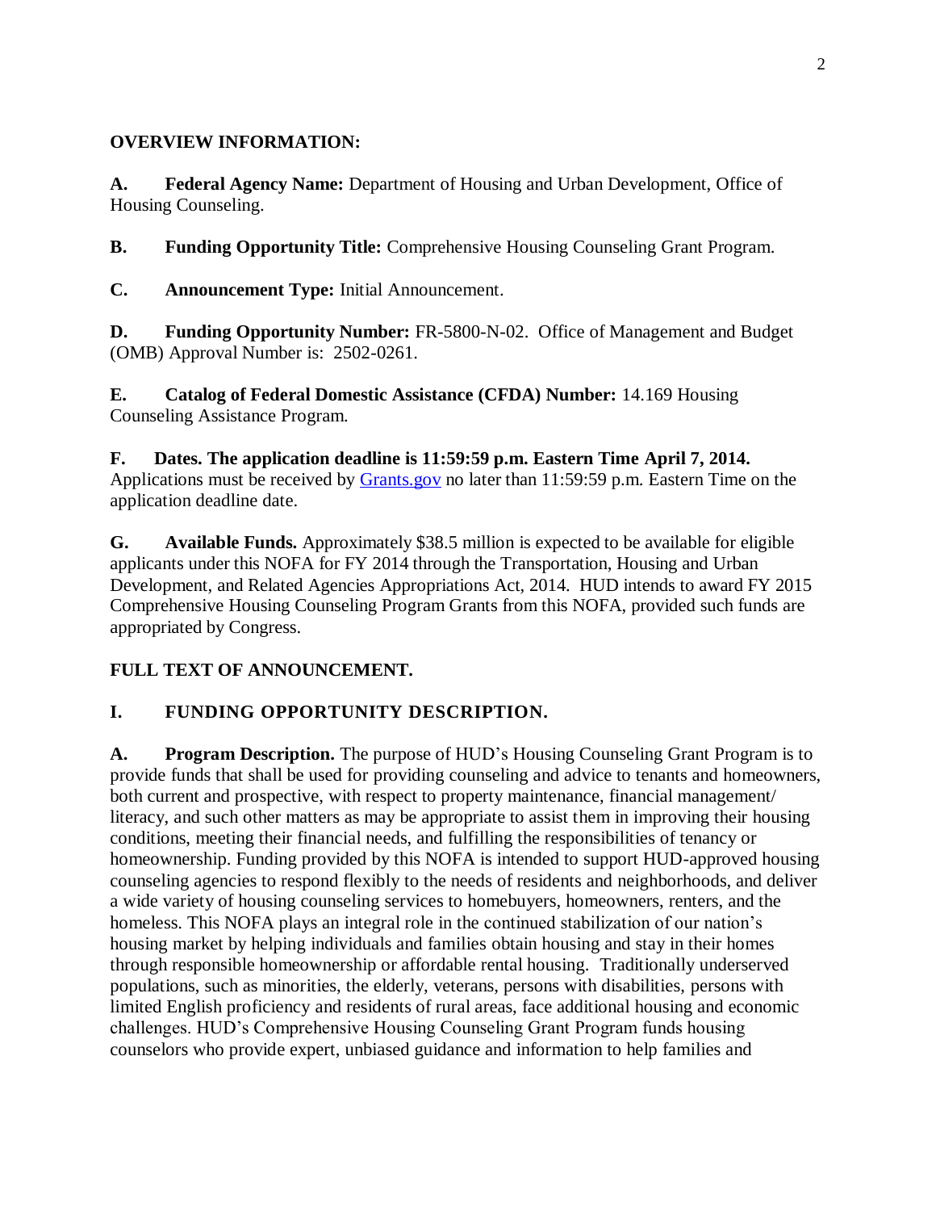**OVERVIEW INFORMATION:**

**A. Federal Agency Name:** Department of Housing and Urban Development, Office of Housing Counseling.

**B. Funding Opportunity Title:** Comprehensive Housing Counseling Grant Program.

**C. Announcement Type:** Initial Announcement.

**D. Funding Opportunity Number:** FR-5800-N-02. Office of Management and Budget (OMB) Approval Number is: 2502-0261.

**E. Catalog of Federal Domestic Assistance (CFDA) Number:** 14.169 Housing Counseling Assistance Program.

**F. Dates. The application deadline is 11:59:59 p.m. Eastern Time April 7, 2014.** Applications must be received by [Grants.gov](Grants.gov) no later than 11:59:59 p.m. Eastern Time on the application deadline date.

**G. Available Funds.** Approximately $38.5 million is expected to be available for eligible applicants under this NOFA for FY 2014 through the Transportation, Housing and Urban Development, and Related Agencies Appropriations Act, 2014. HUD intends to award FY 2015 Comprehensive Housing Counseling Program Grants from this NOFA, provided such funds are appropriated by Congress.

**FULL TEXT OF ANNOUNCEMENT.**

## I. FUNDING OPPORTUNITY DESCRIPTION.

**A. Program Description.** The purpose of HUD's Housing Counseling Grant Program is to provide funds that shall be used for providing counseling and advice to tenants and homeowners, both current and prospective, with respect to property maintenance, financial management/ literacy, and such other matters as may be appropriate to assist them in improving their housing conditions, meeting their financial needs, and fulfilling the responsibilities of tenancy or homeownership. Funding provided by this NOFA is intended to support HUD-approved housing counseling agencies to respond flexibly to the needs of residents and neighborhoods, and deliver a wide variety of housing counseling services to homebuyers, homeowners, renters, and the homeless. This NOFA plays an integral role in the continued stabilization of our nation's housing market by helping individuals and families obtain housing and stay in their homes through responsible homeownership or affordable rental housing. Traditionally underserved populations, such as minorities, the elderly, veterans, persons with disabilities, persons with limited English proficiency and residents of rural areas, face additional housing and economic challenges. HUD's Comprehensive Housing Counseling Grant Program funds housing counselors who provide expert, unbiased guidance and information to help families and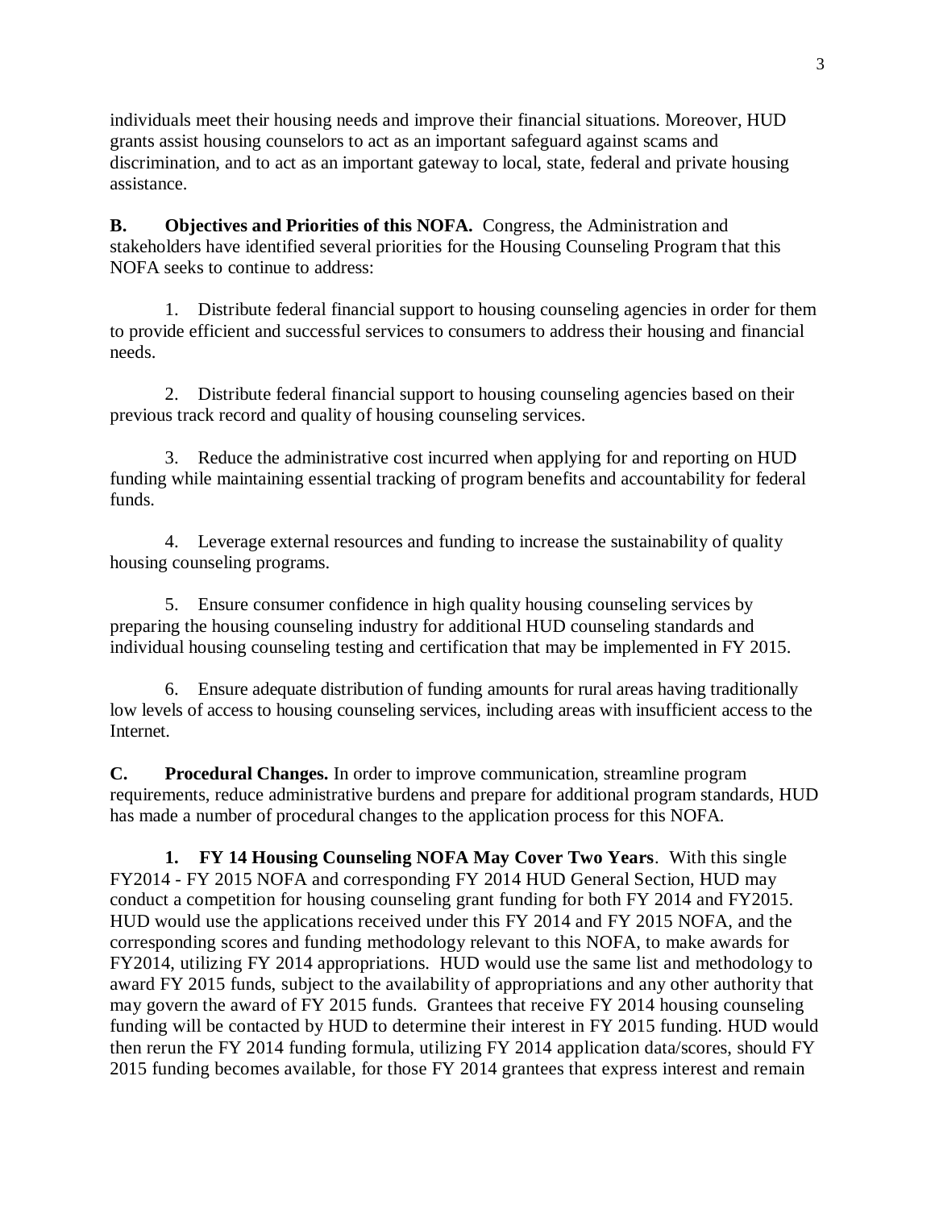individuals meet their housing needs and improve their financial situations. Moreover, HUD grants assist housing counselors to act as an important safeguard against scams and discrimination, and to act as an important gateway to local, state, federal and private housing assistance.

**B. Objectives and Priorities of this NOFA.** Congress, the Administration and stakeholders have identified several priorities for the Housing Counseling Program that this NOFA seeks to continue to address:

1. Distribute federal financial support to housing counseling agencies in order for them to provide efficient and successful services to consumers to address their housing and financial needs.

2. Distribute federal financial support to housing counseling agencies based on their previous track record and quality of housing counseling services.

3. Reduce the administrative cost incurred when applying for and reporting on HUD funding while maintaining essential tracking of program benefits and accountability for federal funds.

4. Leverage external resources and funding to increase the sustainability of quality housing counseling programs.

5. Ensure consumer confidence in high quality housing counseling services by preparing the housing counseling industry for additional HUD counseling standards and individual housing counseling testing and certification that may be implemented in FY 2015.

6. Ensure adequate distribution of funding amounts for rural areas having traditionally low levels of access to housing counseling services, including areas with insufficient access to the Internet.

**C. Procedural Changes.** In order to improve communication, streamline program requirements, reduce administrative burdens and prepare for additional program standards, HUD has made a number of procedural changes to the application process for this NOFA.

**1. FY 14 Housing Counseling NOFA May Cover Two Years**. With this single FY2014 - FY 2015 NOFA and corresponding FY 2014 HUD General Section, HUD may conduct a competition for housing counseling grant funding for both FY 2014 and FY2015. HUD would use the applications received under this FY 2014 and FY 2015 NOFA, and the corresponding scores and funding methodology relevant to this NOFA, to make awards for FY2014, utilizing FY 2014 appropriations. HUD would use the same list and methodology to award FY 2015 funds, subject to the availability of appropriations and any other authority that may govern the award of FY 2015 funds. Grantees that receive FY 2014 housing counseling funding will be contacted by HUD to determine their interest in FY 2015 funding. HUD would then rerun the FY 2014 funding formula, utilizing FY 2014 application data/scores, should FY 2015 funding becomes available, for those FY 2014 grantees that express interest and remain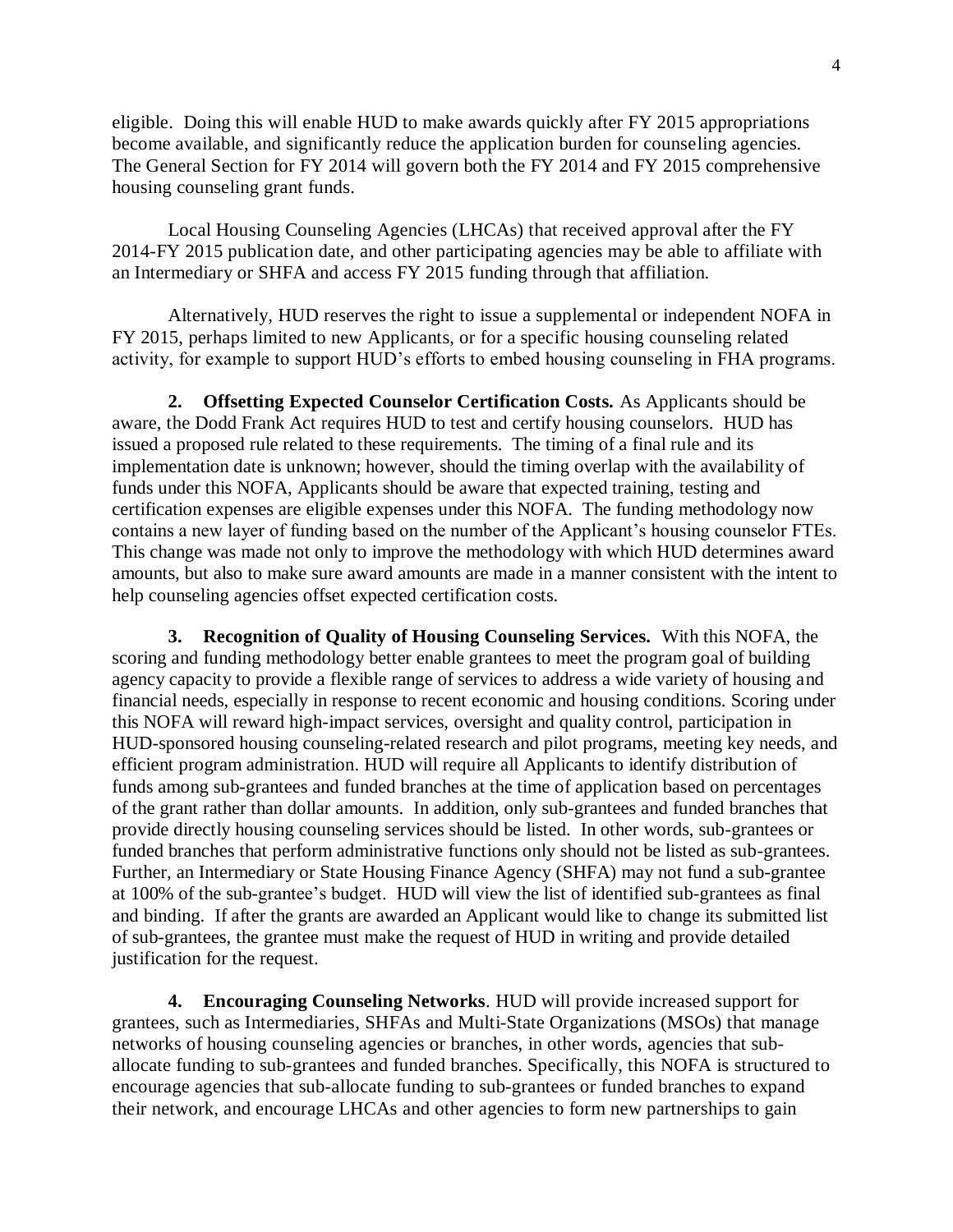eligible. Doing this will enable HUD to make awards quickly after FY 2015 appropriations become available, and significantly reduce the application burden for counseling agencies. The General Section for FY 2014 will govern both the FY 2014 and FY 2015 comprehensive housing counseling grant funds.

Local Housing Counseling Agencies (LHCAs) that received approval after the FY 2014-FY 2015 publication date, and other participating agencies may be able to affiliate with an Intermediary or SHFA and access FY 2015 funding through that affiliation.

Alternatively, HUD reserves the right to issue a supplemental or independent NOFA in FY 2015, perhaps limited to new Applicants, or for a specific housing counseling related activity, for example to support HUD's efforts to embed housing counseling in FHA programs.

**2. Offsetting Expected Counselor Certification Costs.** As Applicants should be aware, the Dodd Frank Act requires HUD to test and certify housing counselors. HUD has issued a proposed rule related to these requirements. The timing of a final rule and its implementation date is unknown; however, should the timing overlap with the availability of funds under this NOFA, Applicants should be aware that expected training, testing and certification expenses are eligible expenses under this NOFA. The funding methodology now contains a new layer of funding based on the number of the Applicant's housing counselor FTEs. This change was made not only to improve the methodology with which HUD determines award amounts, but also to make sure award amounts are made in a manner consistent with the intent to help counseling agencies offset expected certification costs.

**3. Recognition of Quality of Housing Counseling Services.** With this NOFA, the scoring and funding methodology better enable grantees to meet the program goal of building agency capacity to provide a flexible range of services to address a wide variety of housing and financial needs, especially in response to recent economic and housing conditions. Scoring under this NOFA will reward high-impact services, oversight and quality control, participation in HUD-sponsored housing counseling-related research and pilot programs, meeting key needs, and efficient program administration. HUD will require all Applicants to identify distribution of funds among sub-grantees and funded branches at the time of application based on percentages of the grant rather than dollar amounts. In addition, only sub-grantees and funded branches that provide directly housing counseling services should be listed. In other words, sub-grantees or funded branches that perform administrative functions only should not be listed as sub-grantees. Further, an Intermediary or State Housing Finance Agency (SHFA) may not fund a sub-grantee at 100% of the sub-grantee's budget. HUD will view the list of identified sub-grantees as final and binding. If after the grants are awarded an Applicant would like to change its submitted list of sub-grantees, the grantee must make the request of HUD in writing and provide detailed justification for the request.

**4. Encouraging Counseling Networks**. HUD will provide increased support for grantees, such as Intermediaries, SHFAs and Multi-State Organizations (MSOs) that manage networks of housing counseling agencies or branches, in other words, agencies that sub-allocate funding to sub-grantees and funded branches. Specifically, this NOFA is structured to encourage agencies that sub-allocate funding to sub-grantees or funded branches to expand their network, and encourage LHCAs and other agencies to form new partnerships to gain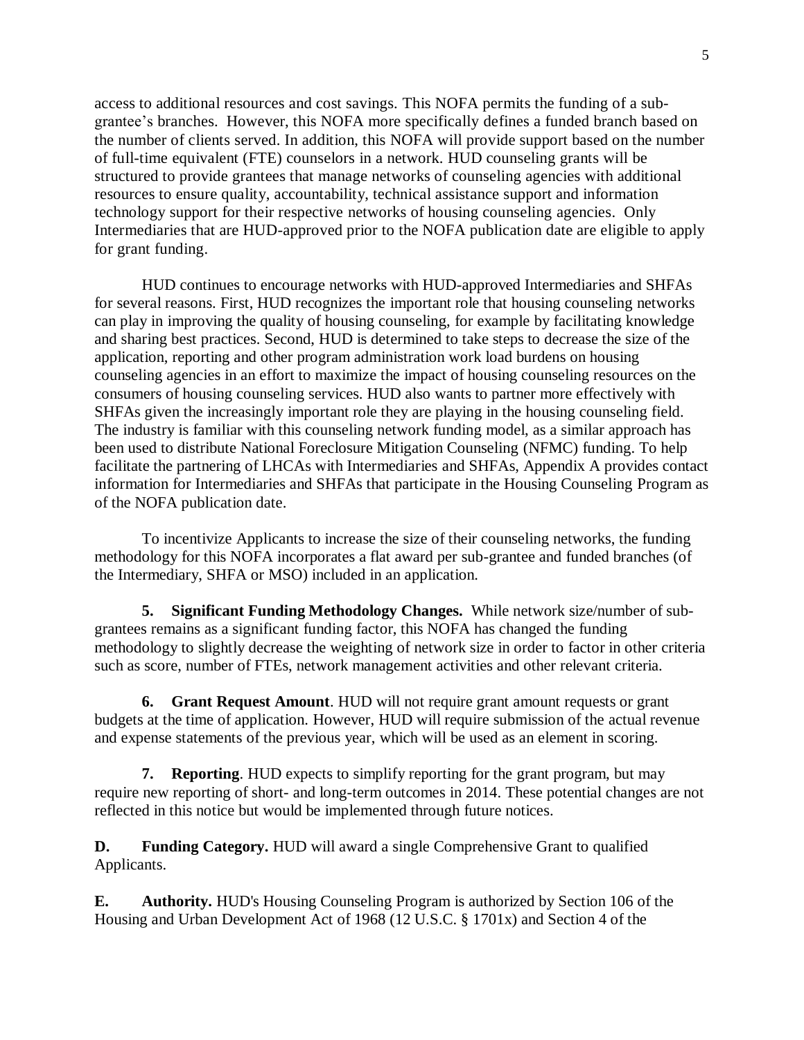access to additional resources and cost savings. This NOFA permits the funding of a sub-grantee's branches. However, this NOFA more specifically defines a funded branch based on the number of clients served. In addition, this NOFA will provide support based on the number of full-time equivalent (FTE) counselors in a network. HUD counseling grants will be structured to provide grantees that manage networks of counseling agencies with additional resources to ensure quality, accountability, technical assistance support and information technology support for their respective networks of housing counseling agencies. Only Intermediaries that are HUD-approved prior to the NOFA publication date are eligible to apply for grant funding.

HUD continues to encourage networks with HUD-approved Intermediaries and SHFAs for several reasons. First, HUD recognizes the important role that housing counseling networks can play in improving the quality of housing counseling, for example by facilitating knowledge and sharing best practices. Second, HUD is determined to take steps to decrease the size of the application, reporting and other program administration work load burdens on housing counseling agencies in an effort to maximize the impact of housing counseling resources on the consumers of housing counseling services. HUD also wants to partner more effectively with SHFAs given the increasingly important role they are playing in the housing counseling field. The industry is familiar with this counseling network funding model, as a similar approach has been used to distribute National Foreclosure Mitigation Counseling (NFMC) funding. To help facilitate the partnering of LHCAs with Intermediaries and SHFAs, Appendix A provides contact information for Intermediaries and SHFAs that participate in the Housing Counseling Program as of the NOFA publication date.

To incentivize Applicants to increase the size of their counseling networks, the funding methodology for this NOFA incorporates a flat award per sub-grantee and funded branches (of the Intermediary, SHFA or MSO) included in an application.

**5. Significant Funding Methodology Changes.** While network size/number of sub-grantees remains as a significant funding factor, this NOFA has changed the funding methodology to slightly decrease the weighting of network size in order to factor in other criteria such as score, number of FTEs, network management activities and other relevant criteria.

**6. Grant Request Amount**. HUD will not require grant amount requests or grant budgets at the time of application. However, HUD will require submission of the actual revenue and expense statements of the previous year, which will be used as an element in scoring.

**7. Reporting**. HUD expects to simplify reporting for the grant program, but may require new reporting of short- and long-term outcomes in 2014. These potential changes are not reflected in this notice but would be implemented through future notices.

**D. Funding Category.** HUD will award a single Comprehensive Grant to qualified Applicants.

**E. Authority.** HUD's Housing Counseling Program is authorized by Section 106 of the Housing and Urban Development Act of 1968 (12 U.S.C. § 1701x) and Section 4 of the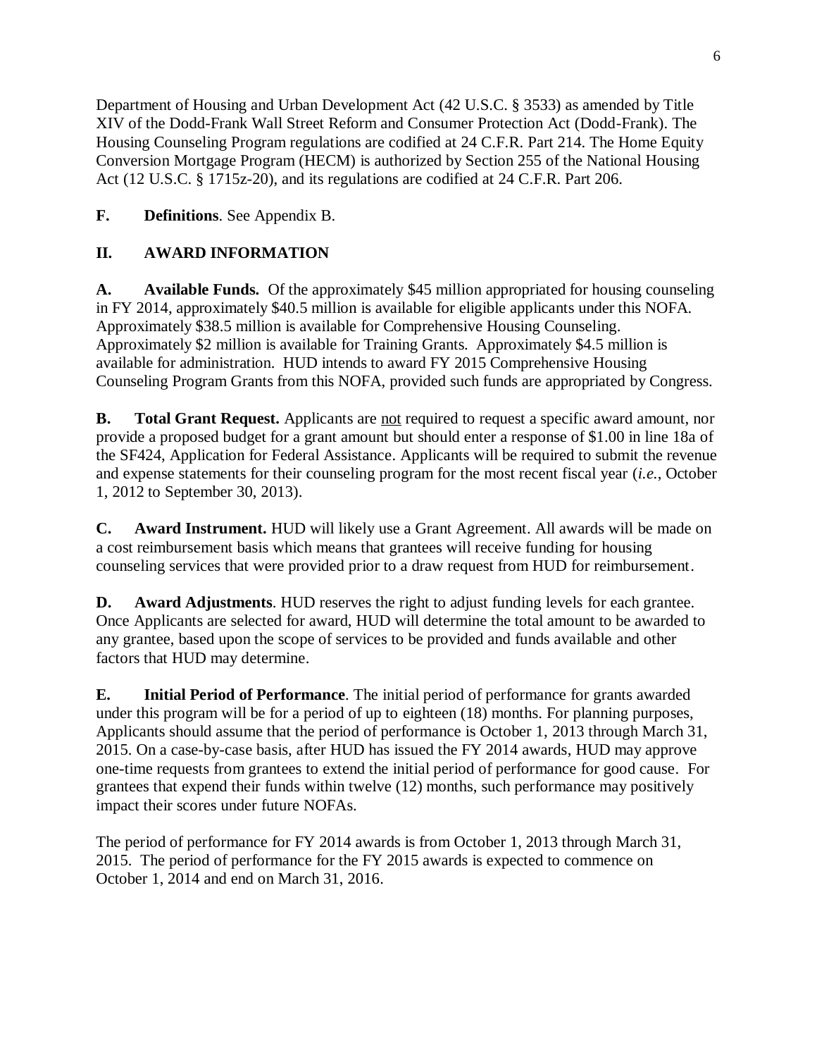Department of Housing and Urban Development Act (42 U.S.C. § 3533) as amended by Title XIV of the Dodd-Frank Wall Street Reform and Consumer Protection Act (Dodd-Frank). The Housing Counseling Program regulations are codified at 24 C.F.R. Part 214. The Home Equity Conversion Mortgage Program (HECM) is authorized by Section 255 of the National Housing Act (12 U.S.C. § 1715z-20), and its regulations are codified at 24 C.F.R. Part 206.

**F. Definitions**. See Appendix B.

## II. AWARD INFORMATION

**A. Available Funds.** Of the approximately $45 million appropriated for housing counseling in FY 2014, approximately $40.5 million is available for eligible applicants under this NOFA. Approximately $38.5 million is available for Comprehensive Housing Counseling. Approximately $2 million is available for Training Grants. Approximately $4.5 million is available for administration. HUD intends to award FY 2015 Comprehensive Housing Counseling Program Grants from this NOFA, provided such funds are appropriated by Congress.

**B. Total Grant Request.** Applicants are <u>not</u> required to request a specific award amount, nor provide a proposed budget for a grant amount but should enter a response of $1.00 in line 18a of the SF424, Application for Federal Assistance. Applicants will be required to submit the revenue and expense statements for their counseling program for the most recent fiscal year (*i.e.*, October 1, 2012 to September 30, 2013).

**C. Award Instrument.** HUD will likely use a Grant Agreement. All awards will be made on a cost reimbursement basis which means that grantees will receive funding for housing counseling services that were provided prior to a draw request from HUD for reimbursement.

**D. Award Adjustments**. HUD reserves the right to adjust funding levels for each grantee. Once Applicants are selected for award, HUD will determine the total amount to be awarded to any grantee, based upon the scope of services to be provided and funds available and other factors that HUD may determine.

**E. Initial Period of Performance**. The initial period of performance for grants awarded under this program will be for a period of up to eighteen (18) months. For planning purposes, Applicants should assume that the period of performance is October 1, 2013 through March 31, 2015. On a case-by-case basis, after HUD has issued the FY 2014 awards, HUD may approve one-time requests from grantees to extend the initial period of performance for good cause. For grantees that expend their funds within twelve (12) months, such performance may positively impact their scores under future NOFAs.

The period of performance for FY 2014 awards is from October 1, 2013 through March 31, 2015. The period of performance for the FY 2015 awards is expected to commence on October 1, 2014 and end on March 31, 2016.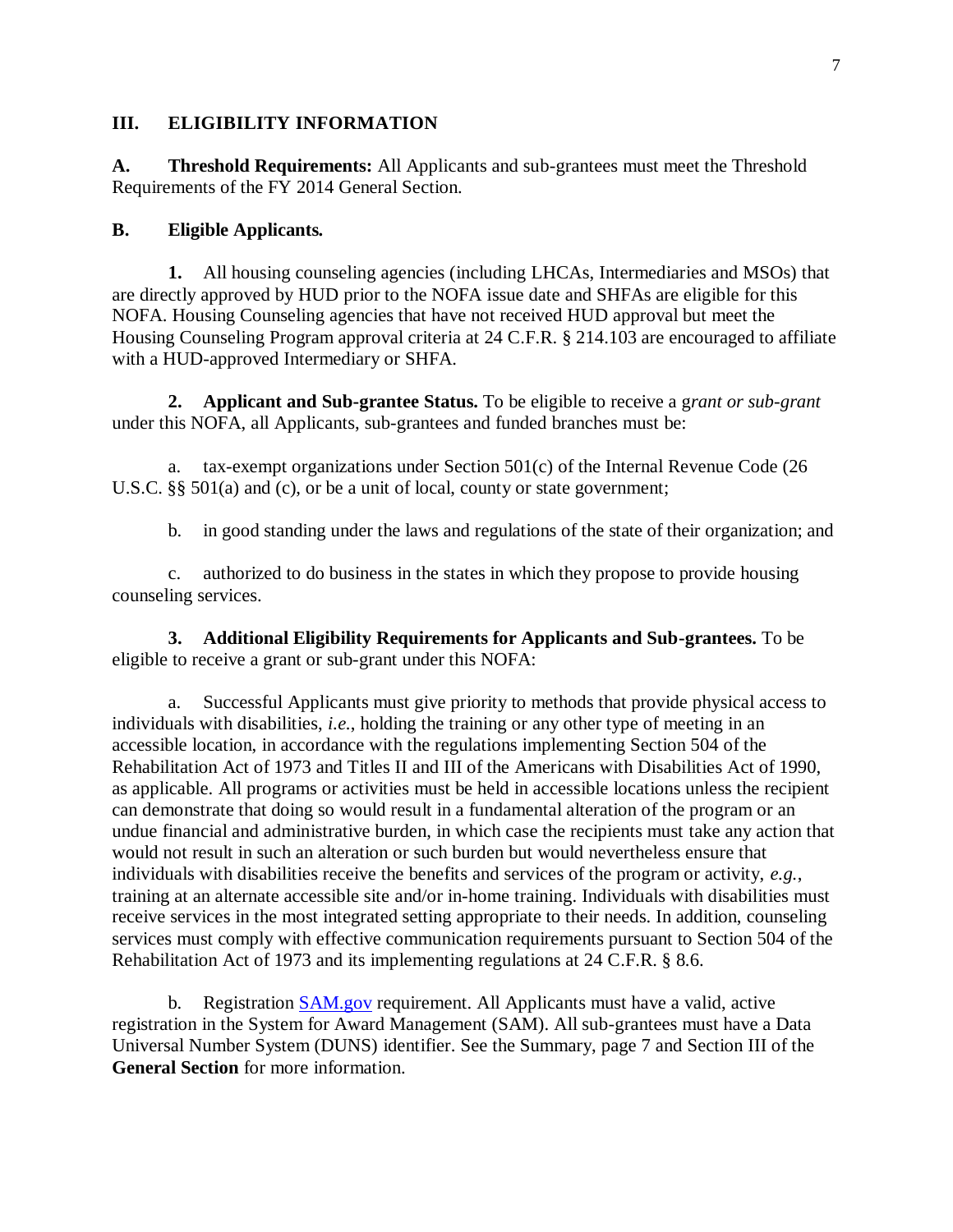## III. ELIGIBILITY INFORMATION

**A. Threshold Requirements:** All Applicants and sub-grantees must meet the Threshold Requirements of the FY 2014 General Section.

**B. Eligible Applicants.**

**1.** All housing counseling agencies (including LHCAs, Intermediaries and MSOs) that are directly approved by HUD prior to the NOFA issue date and SHFAs are eligible for this NOFA. Housing Counseling agencies that have not received HUD approval but meet the Housing Counseling Program approval criteria at 24 C.F.R. § 214.103 are encouraged to affiliate with a HUD-approved Intermediary or SHFA.

**2. Applicant and Sub-grantee Status.** To be eligible to receive a g*rant or sub-grant* under this NOFA, all Applicants, sub-grantees and funded branches must be:

a. tax-exempt organizations under Section 501(c) of the Internal Revenue Code (26 U.S.C. §§ 501(a) and (c), or be a unit of local, county or state government;

b. in good standing under the laws and regulations of the state of their organization; and

c. authorized to do business in the states in which they propose to provide housing counseling services.

**3. Additional Eligibility Requirements for Applicants and Sub-grantees.** To be eligible to receive a grant or sub-grant under this NOFA:

a. Successful Applicants must give priority to methods that provide physical access to individuals with disabilities, *i.e.*, holding the training or any other type of meeting in an accessible location, in accordance with the regulations implementing Section 504 of the Rehabilitation Act of 1973 and Titles II and III of the Americans with Disabilities Act of 1990, as applicable. All programs or activities must be held in accessible locations unless the recipient can demonstrate that doing so would result in a fundamental alteration of the program or an undue financial and administrative burden, in which case the recipients must take any action that would not result in such an alteration or such burden but would nevertheless ensure that individuals with disabilities receive the benefits and services of the program or activity, *e.g.*, training at an alternate accessible site and/or in-home training. Individuals with disabilities must receive services in the most integrated setting appropriate to their needs. In addition, counseling services must comply with effective communication requirements pursuant to Section 504 of the Rehabilitation Act of 1973 and its implementing regulations at 24 C.F.R. § 8.6.

b. Registration [SAM.gov](SAM.gov) requirement. All Applicants must have a valid, active registration in the System for Award Management (SAM). All sub-grantees must have a Data Universal Number System (DUNS) identifier. See the Summary, page 7 and Section III of the **General Section** for more information.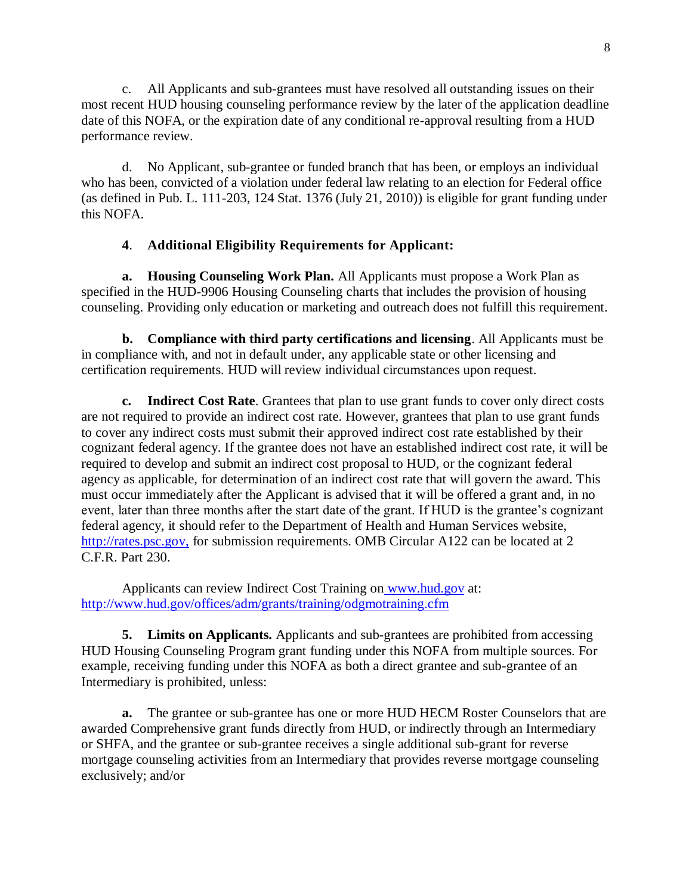c. All Applicants and sub-grantees must have resolved all outstanding issues on their most recent HUD housing counseling performance review by the later of the application deadline date of this NOFA, or the expiration date of any conditional re-approval resulting from a HUD performance review.

d. No Applicant, sub-grantee or funded branch that has been, or employs an individual who has been, convicted of a violation under federal law relating to an election for Federal office (as defined in Pub. L. 111-203, 124 Stat. 1376 (July 21, 2010)) is eligible for grant funding under this NOFA.

**4. Additional Eligibility Requirements for Applicant:**

**a. Housing Counseling Work Plan.** All Applicants must propose a Work Plan as specified in the HUD-9906 Housing Counseling charts that includes the provision of housing counseling. Providing only education or marketing and outreach does not fulfill this requirement.

**b. Compliance with third party certifications and licensing**. All Applicants must be in compliance with, and not in default under, any applicable state or other licensing and certification requirements. HUD will review individual circumstances upon request.

**c. Indirect Cost Rate**. Grantees that plan to use grant funds to cover only direct costs are not required to provide an indirect cost rate. However, grantees that plan to use grant funds to cover any indirect costs must submit their approved indirect cost rate established by their cognizant federal agency. If the grantee does not have an established indirect cost rate, it will be required to develop and submit an indirect cost proposal to HUD, or the cognizant federal agency as applicable, for determination of an indirect cost rate that will govern the award. This must occur immediately after the Applicant is advised that it will be offered a grant and, in no event, later than three months after the start date of the grant. If HUD is the grantee's cognizant federal agency, it should refer to the Department of Health and Human Services website, http://rates.psc.gov, for submission requirements. OMB Circular A122 can be located at 2 C.F.R. Part 230.

Applicants can review Indirect Cost Training on www.hud.gov at: http://www.hud.gov/offices/adm/grants/training/odgmotraining.cfm

**5. Limits on Applicants.** Applicants and sub-grantees are prohibited from accessing HUD Housing Counseling Program grant funding under this NOFA from multiple sources. For example, receiving funding under this NOFA as both a direct grantee and sub-grantee of an Intermediary is prohibited, unless:

**a.** The grantee or sub-grantee has one or more HUD HECM Roster Counselors that are awarded Comprehensive grant funds directly from HUD, or indirectly through an Intermediary or SHFA, and the grantee or sub-grantee receives a single additional sub-grant for reverse mortgage counseling activities from an Intermediary that provides reverse mortgage counseling exclusively; and/or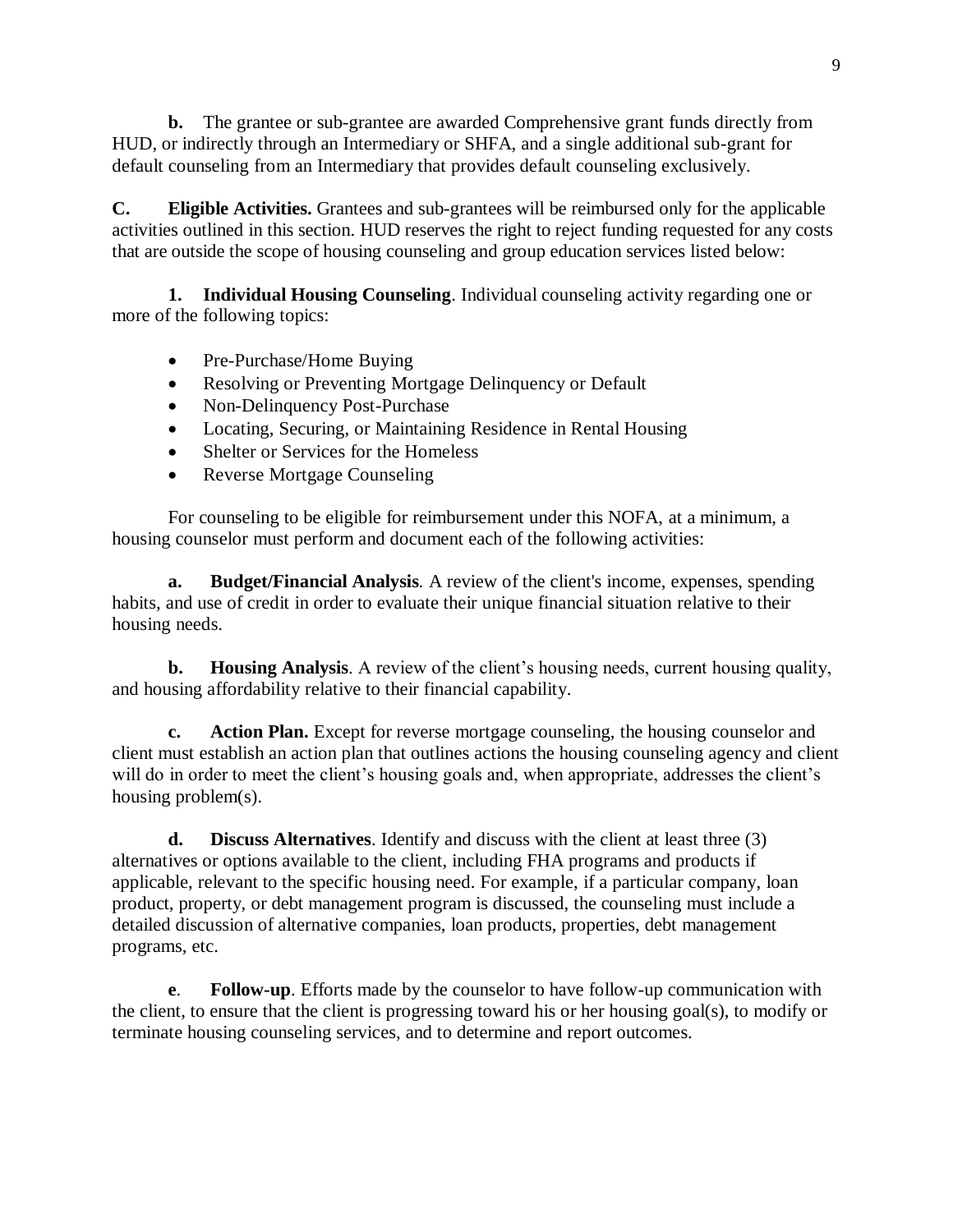**b.** The grantee or sub-grantee are awarded Comprehensive grant funds directly from HUD, or indirectly through an Intermediary or SHFA, and a single additional sub-grant for default counseling from an Intermediary that provides default counseling exclusively.

**C. Eligible Activities.** Grantees and sub-grantees will be reimbursed only for the applicable activities outlined in this section. HUD reserves the right to reject funding requested for any costs that are outside the scope of housing counseling and group education services listed below:

**1. Individual Housing Counseling**. Individual counseling activity regarding one or more of the following topics:

- Pre-Purchase/Home Buying
- Resolving or Preventing Mortgage Delinquency or Default
- Non-Delinquency Post-Purchase
- Locating, Securing, or Maintaining Residence in Rental Housing
- Shelter or Services for the Homeless
- Reverse Mortgage Counseling

For counseling to be eligible for reimbursement under this NOFA, at a minimum, a housing counselor must perform and document each of the following activities:

**a. Budget/Financial Analysis**. A review of the client's income, expenses, spending habits, and use of credit in order to evaluate their unique financial situation relative to their housing needs.

**b. Housing Analysis**. A review of the client's housing needs, current housing quality, and housing affordability relative to their financial capability.

**c. Action Plan.** Except for reverse mortgage counseling, the housing counselor and client must establish an action plan that outlines actions the housing counseling agency and client will do in order to meet the client's housing goals and, when appropriate, addresses the client's housing problem(s).

**d. Discuss Alternatives**. Identify and discuss with the client at least three (3) alternatives or options available to the client, including FHA programs and products if applicable, relevant to the specific housing need. For example, if a particular company, loan product, property, or debt management program is discussed, the counseling must include a detailed discussion of alternative companies, loan products, properties, debt management programs, etc.

**e. Follow-up**. Efforts made by the counselor to have follow-up communication with the client, to ensure that the client is progressing toward his or her housing goal(s), to modify or terminate housing counseling services, and to determine and report outcomes.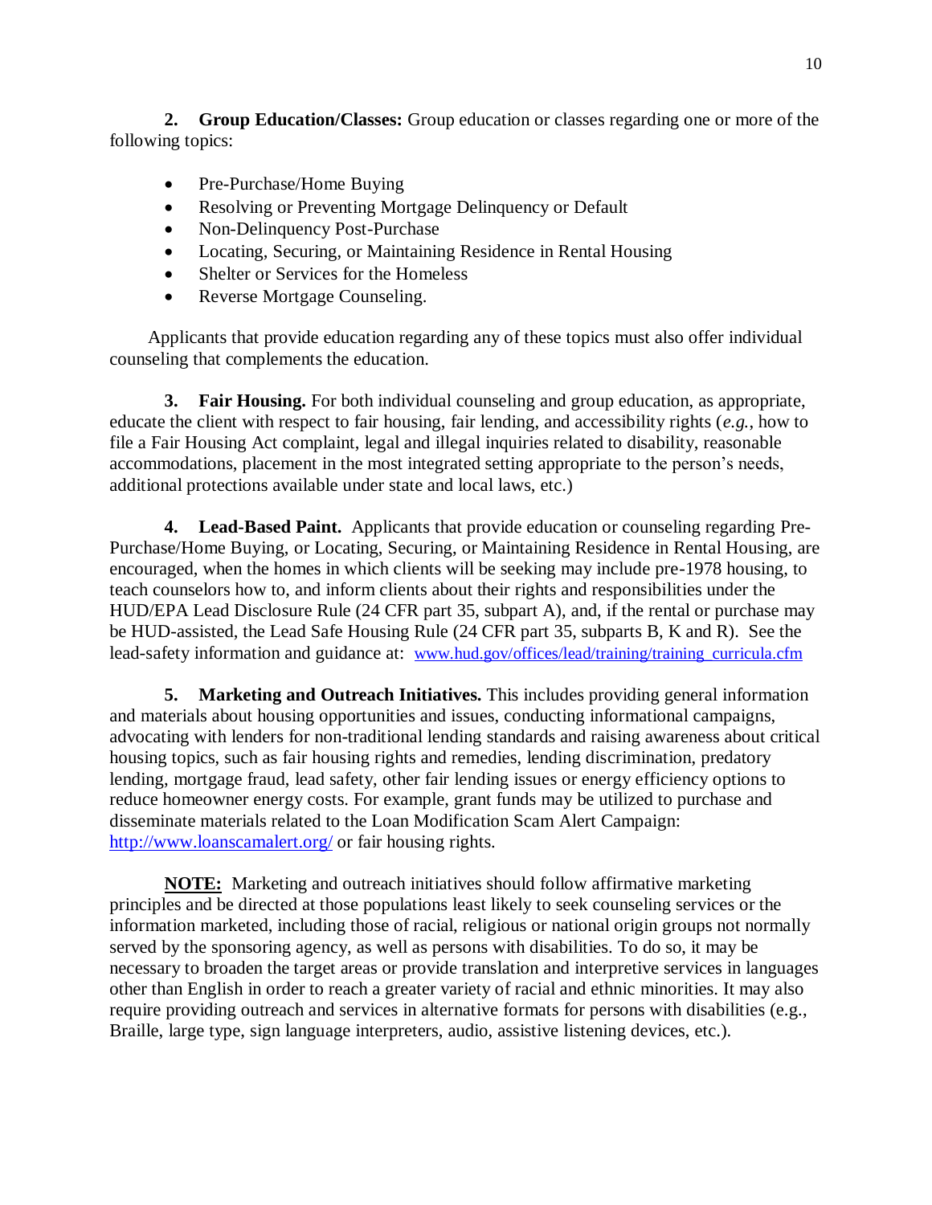**2. Group Education/Classes:** Group education or classes regarding one or more of the following topics:

- Pre-Purchase/Home Buying
- Resolving or Preventing Mortgage Delinquency or Default
- Non-Delinquency Post-Purchase
- Locating, Securing, or Maintaining Residence in Rental Housing
- Shelter or Services for the Homeless
- Reverse Mortgage Counseling.

Applicants that provide education regarding any of these topics must also offer individual counseling that complements the education.

**3. Fair Housing.** For both individual counseling and group education, as appropriate, educate the client with respect to fair housing, fair lending, and accessibility rights (*e.g.*, how to file a Fair Housing Act complaint, legal and illegal inquiries related to disability, reasonable accommodations, placement in the most integrated setting appropriate to the person's needs, additional protections available under state and local laws, etc.)

**4. Lead-Based Paint.** Applicants that provide education or counseling regarding Pre-Purchase/Home Buying, or Locating, Securing, or Maintaining Residence in Rental Housing, are encouraged, when the homes in which clients will be seeking may include pre-1978 housing, to teach counselors how to, and inform clients about their rights and responsibilities under the HUD/EPA Lead Disclosure Rule (24 CFR part 35, subpart A), and, if the rental or purchase may be HUD-assisted, the Lead Safe Housing Rule (24 CFR part 35, subparts B, K and R). See the lead-safety information and guidance at: www.hud.gov/offices/lead/training/training_curricula.cfm

**5. Marketing and Outreach Initiatives.** This includes providing general information and materials about housing opportunities and issues, conducting informational campaigns, advocating with lenders for non-traditional lending standards and raising awareness about critical housing topics, such as fair housing rights and remedies, lending discrimination, predatory lending, mortgage fraud, lead safety, other fair lending issues or energy efficiency options to reduce homeowner energy costs. For example, grant funds may be utilized to purchase and disseminate materials related to the Loan Modification Scam Alert Campaign: http://www.loanscamalert.org/ or fair housing rights.

**NOTE:** Marketing and outreach initiatives should follow affirmative marketing principles and be directed at those populations least likely to seek counseling services or the information marketed, including those of racial, religious or national origin groups not normally served by the sponsoring agency, as well as persons with disabilities. To do so, it may be necessary to broaden the target areas or provide translation and interpretive services in languages other than English in order to reach a greater variety of racial and ethnic minorities. It may also require providing outreach and services in alternative formats for persons with disabilities (e.g., Braille, large type, sign language interpreters, audio, assistive listening devices, etc.).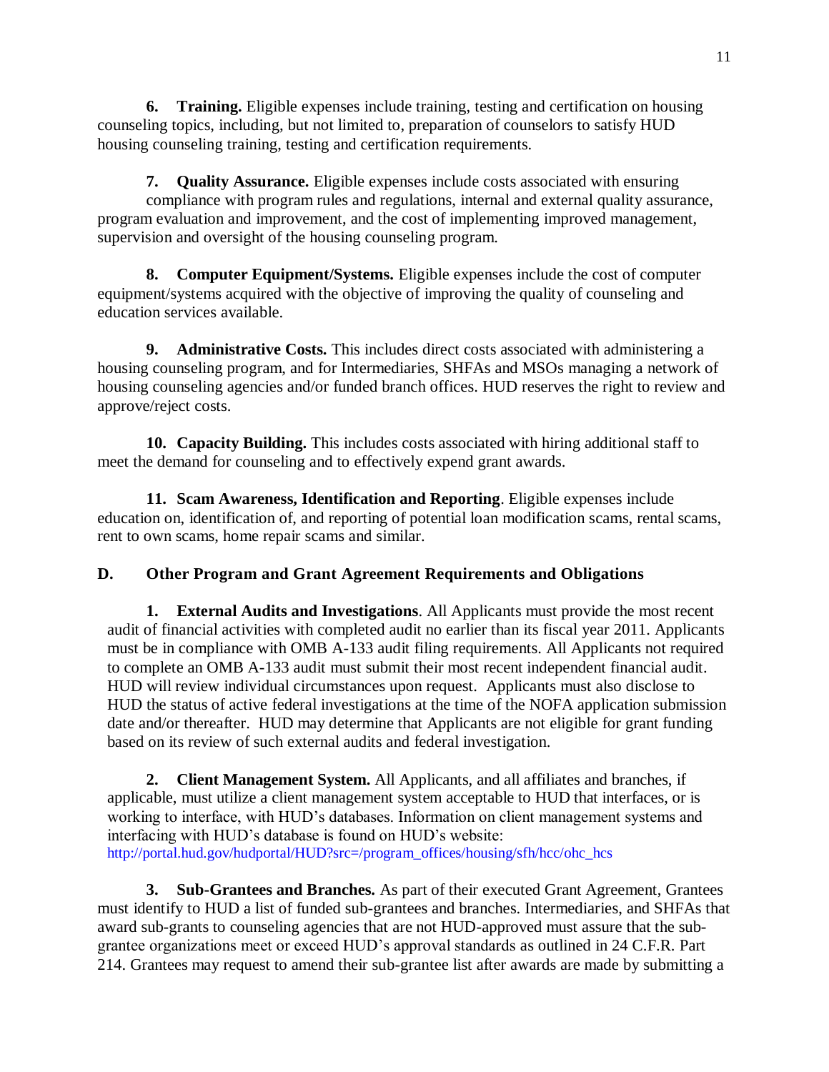**6. Training.** Eligible expenses include training, testing and certification on housing counseling topics, including, but not limited to, preparation of counselors to satisfy HUD housing counseling training, testing and certification requirements.

**7. Quality Assurance.** Eligible expenses include costs associated with ensuring compliance with program rules and regulations, internal and external quality assurance, program evaluation and improvement, and the cost of implementing improved management, supervision and oversight of the housing counseling program.

**8. Computer Equipment/Systems.** Eligible expenses include the cost of computer equipment/systems acquired with the objective of improving the quality of counseling and education services available.

**9. Administrative Costs.** This includes direct costs associated with administering a housing counseling program, and for Intermediaries, SHFAs and MSOs managing a network of housing counseling agencies and/or funded branch offices. HUD reserves the right to review and approve/reject costs.

**10. Capacity Building.** This includes costs associated with hiring additional staff to meet the demand for counseling and to effectively expend grant awards.

**11. Scam Awareness, Identification and Reporting**. Eligible expenses include education on, identification of, and reporting of potential loan modification scams, rental scams, rent to own scams, home repair scams and similar.

## D. Other Program and Grant Agreement Requirements and Obligations

**1. External Audits and Investigations**. All Applicants must provide the most recent audit of financial activities with completed audit no earlier than its fiscal year 2011. Applicants must be in compliance with OMB A-133 audit filing requirements. All Applicants not required to complete an OMB A-133 audit must submit their most recent independent financial audit. HUD will review individual circumstances upon request. Applicants must also disclose to HUD the status of active federal investigations at the time of the NOFA application submission date and/or thereafter. HUD may determine that Applicants are not eligible for grant funding based on its review of such external audits and federal investigation.

**2. Client Management System.** All Applicants, and all affiliates and branches, if applicable, must utilize a client management system acceptable to HUD that interfaces, or is working to interface, with HUD's databases. Information on client management systems and interfacing with HUD's database is found on HUD's website: http://portal.hud.gov/hudportal/HUD?src=/program_offices/housing/sfh/hcc/ohc_hcs

**3. Sub-Grantees and Branches.** As part of their executed Grant Agreement, Grantees must identify to HUD a list of funded sub-grantees and branches. Intermediaries, and SHFAs that award sub-grants to counseling agencies that are not HUD-approved must assure that the sub-grantee organizations meet or exceed HUD's approval standards as outlined in 24 C.F.R. Part 214. Grantees may request to amend their sub-grantee list after awards are made by submitting a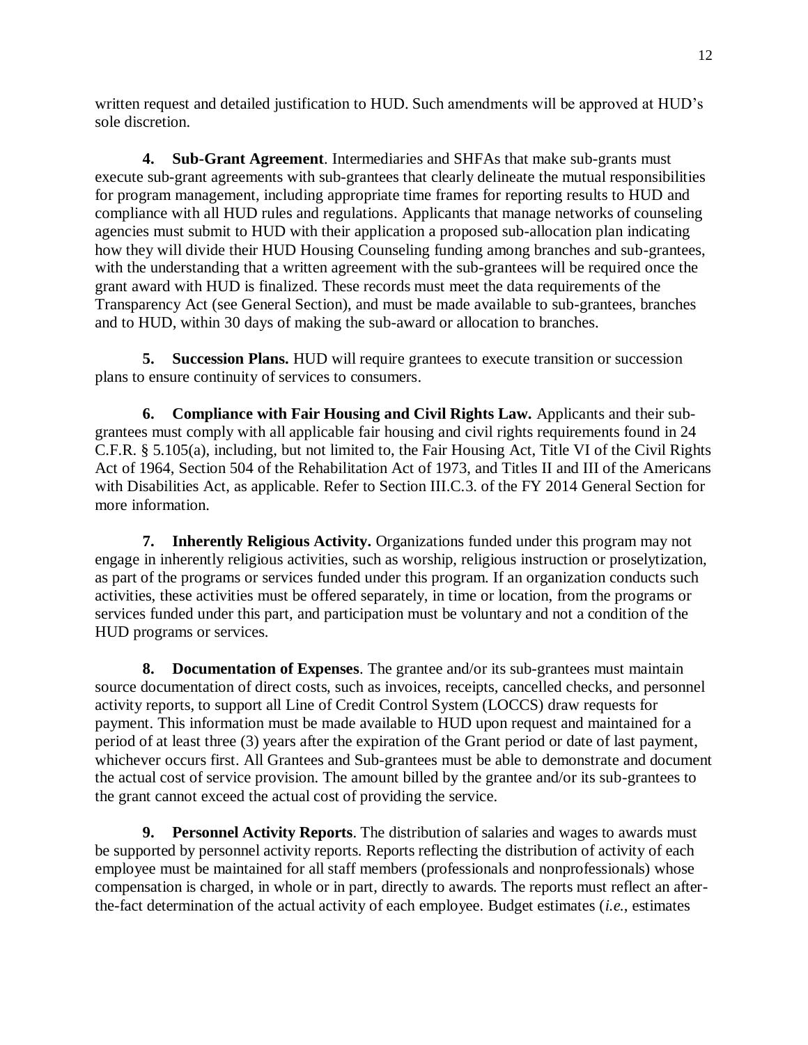written request and detailed justification to HUD. Such amendments will be approved at HUD's sole discretion.

**4. Sub-Grant Agreement**. Intermediaries and SHFAs that make sub-grants must execute sub-grant agreements with sub-grantees that clearly delineate the mutual responsibilities for program management, including appropriate time frames for reporting results to HUD and compliance with all HUD rules and regulations. Applicants that manage networks of counseling agencies must submit to HUD with their application a proposed sub-allocation plan indicating how they will divide their HUD Housing Counseling funding among branches and sub-grantees, with the understanding that a written agreement with the sub-grantees will be required once the grant award with HUD is finalized. These records must meet the data requirements of the Transparency Act (see General Section), and must be made available to sub-grantees, branches and to HUD, within 30 days of making the sub-award or allocation to branches.

**5. Succession Plans.** HUD will require grantees to execute transition or succession plans to ensure continuity of services to consumers.

**6. Compliance with Fair Housing and Civil Rights Law.** Applicants and their sub-grantees must comply with all applicable fair housing and civil rights requirements found in 24 C.F.R. § 5.105(a), including, but not limited to, the Fair Housing Act, Title VI of the Civil Rights Act of 1964, Section 504 of the Rehabilitation Act of 1973, and Titles II and III of the Americans with Disabilities Act, as applicable. Refer to Section III.C.3. of the FY 2014 General Section for more information.

**7. Inherently Religious Activity.** Organizations funded under this program may not engage in inherently religious activities, such as worship, religious instruction or proselytization, as part of the programs or services funded under this program. If an organization conducts such activities, these activities must be offered separately, in time or location, from the programs or services funded under this part, and participation must be voluntary and not a condition of the HUD programs or services.

**8. Documentation of Expenses**. The grantee and/or its sub-grantees must maintain source documentation of direct costs, such as invoices, receipts, cancelled checks, and personnel activity reports, to support all Line of Credit Control System (LOCCS) draw requests for payment. This information must be made available to HUD upon request and maintained for a period of at least three (3) years after the expiration of the Grant period or date of last payment, whichever occurs first. All Grantees and Sub-grantees must be able to demonstrate and document the actual cost of service provision. The amount billed by the grantee and/or its sub-grantees to the grant cannot exceed the actual cost of providing the service.

**9. Personnel Activity Reports**. The distribution of salaries and wages to awards must be supported by personnel activity reports. Reports reflecting the distribution of activity of each employee must be maintained for all staff members (professionals and nonprofessionals) whose compensation is charged, in whole or in part, directly to awards. The reports must reflect an after-the-fact determination of the actual activity of each employee. Budget estimates (*i.e.*, estimates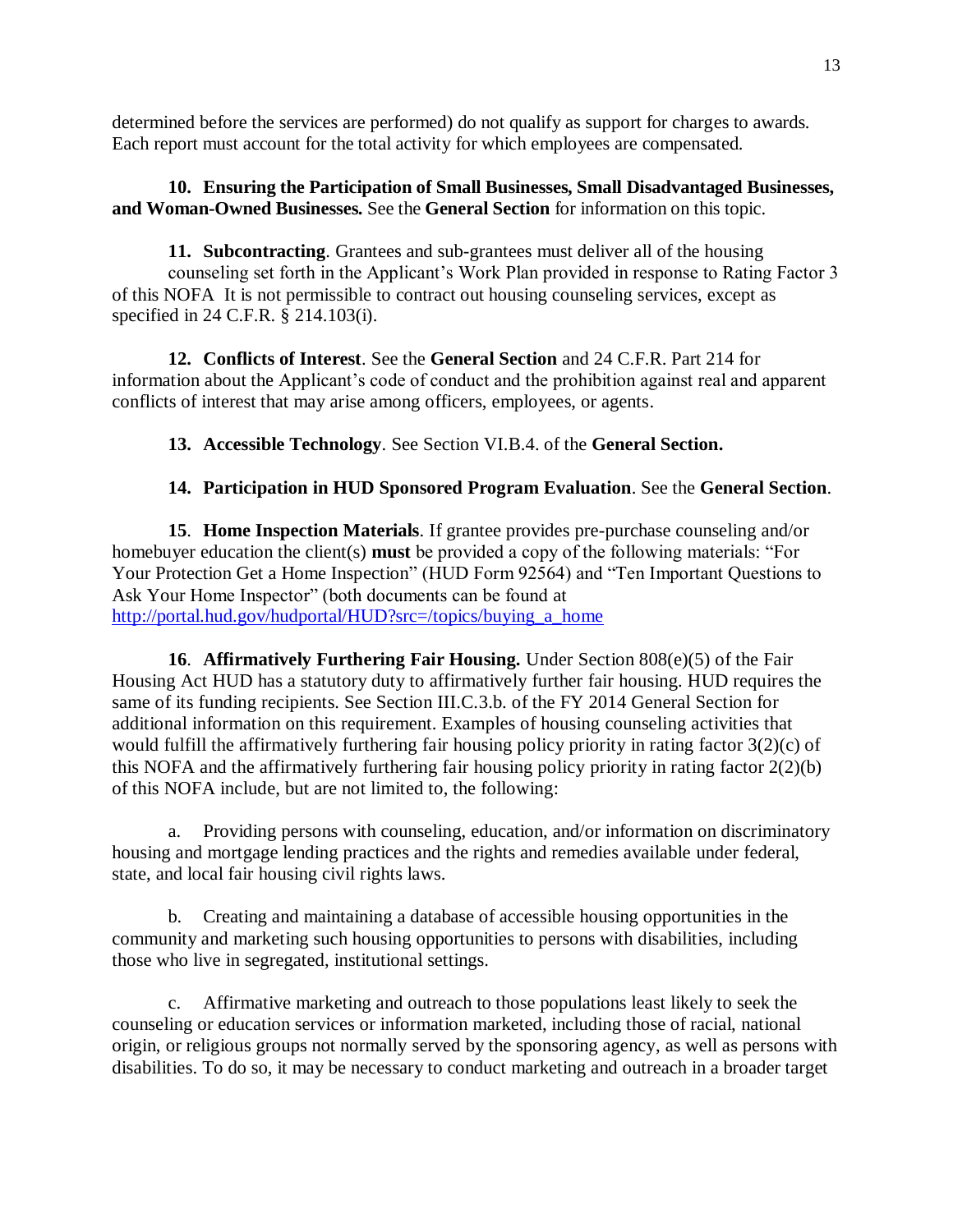determined before the services are performed) do not qualify as support for charges to awards. Each report must account for the total activity for which employees are compensated.

**10. Ensuring the Participation of Small Businesses, Small Disadvantaged Businesses, and Woman-Owned Businesses.** See the **General Section** for information on this topic.

**11. Subcontracting**. Grantees and sub-grantees must deliver all of the housing counseling set forth in the Applicant's Work Plan provided in response to Rating Factor 3 of this NOFA It is not permissible to contract out housing counseling services, except as specified in 24 C.F.R. § 214.103(i).

**12. Conflicts of Interest**. See the **General Section** and 24 C.F.R. Part 214 for information about the Applicant's code of conduct and the prohibition against real and apparent conflicts of interest that may arise among officers, employees, or agents.

**13. Accessible Technology**. See Section VI.B.4. of the **General Section.**

**14. Participation in HUD Sponsored Program Evaluation**. See the **General Section**.

**15**. **Home Inspection Materials**. If grantee provides pre-purchase counseling and/or homebuyer education the client(s) **must** be provided a copy of the following materials: "For Your Protection Get a Home Inspection" (HUD Form 92564) and "Ten Important Questions to Ask Your Home Inspector" (both documents can be found at http://portal.hud.gov/hudportal/HUD?src=/topics/buying_a_home

**16**. **Affirmatively Furthering Fair Housing.** Under Section 808(e)(5) of the Fair Housing Act HUD has a statutory duty to affirmatively further fair housing. HUD requires the same of its funding recipients. See Section III.C.3.b. of the FY 2014 General Section for additional information on this requirement. Examples of housing counseling activities that would fulfill the affirmatively furthering fair housing policy priority in rating factor 3(2)(c) of this NOFA and the affirmatively furthering fair housing policy priority in rating factor 2(2)(b) of this NOFA include, but are not limited to, the following:

a. Providing persons with counseling, education, and/or information on discriminatory housing and mortgage lending practices and the rights and remedies available under federal, state, and local fair housing civil rights laws.

b. Creating and maintaining a database of accessible housing opportunities in the community and marketing such housing opportunities to persons with disabilities, including those who live in segregated, institutional settings.

c. Affirmative marketing and outreach to those populations least likely to seek the counseling or education services or information marketed, including those of racial, national origin, or religious groups not normally served by the sponsoring agency, as well as persons with disabilities. To do so, it may be necessary to conduct marketing and outreach in a broader target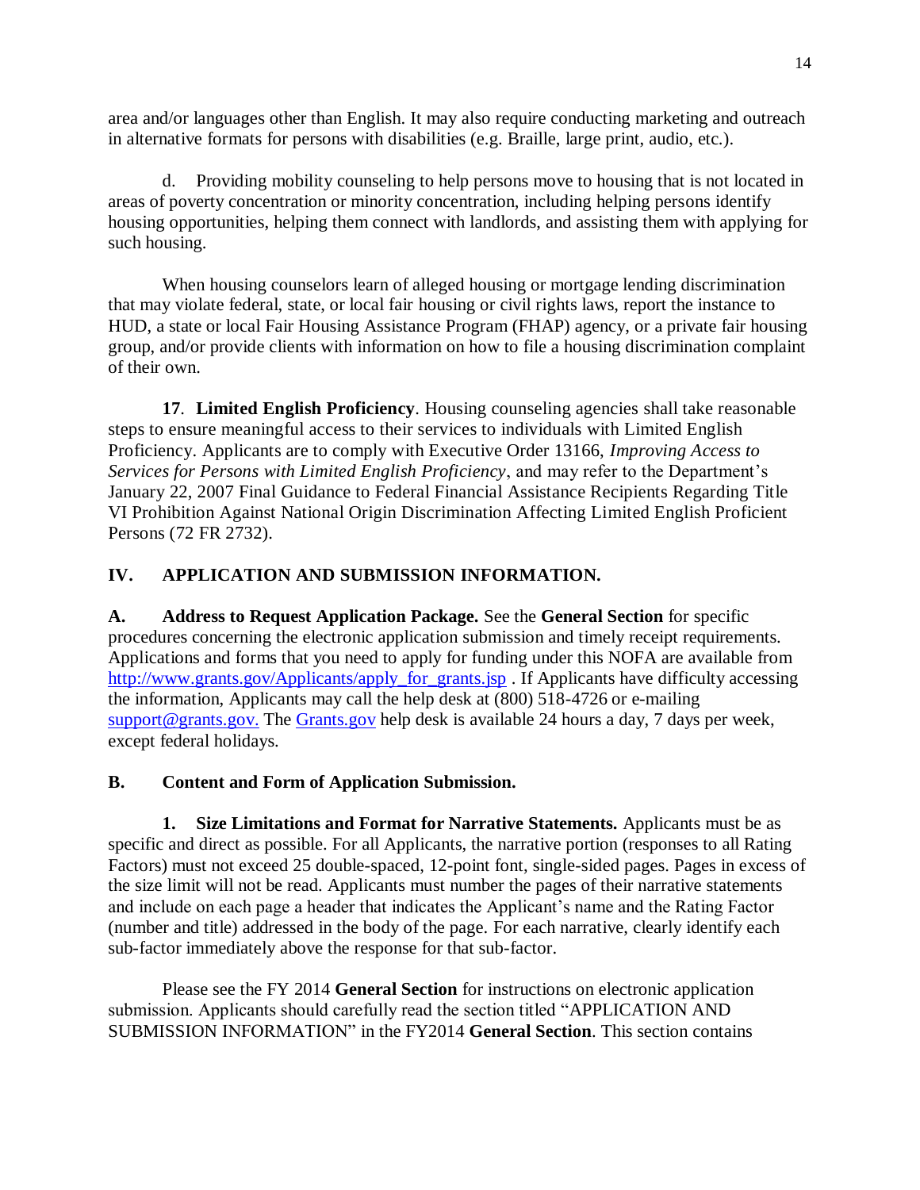area and/or languages other than English. It may also require conducting marketing and outreach in alternative formats for persons with disabilities (e.g. Braille, large print, audio, etc.).

d. Providing mobility counseling to help persons move to housing that is not located in areas of poverty concentration or minority concentration, including helping persons identify housing opportunities, helping them connect with landlords, and assisting them with applying for such housing.

When housing counselors learn of alleged housing or mortgage lending discrimination that may violate federal, state, or local fair housing or civil rights laws, report the instance to HUD, a state or local Fair Housing Assistance Program (FHAP) agency, or a private fair housing group, and/or provide clients with information on how to file a housing discrimination complaint of their own.

**17**. **Limited English Proficiency**. Housing counseling agencies shall take reasonable steps to ensure meaningful access to their services to individuals with Limited English Proficiency. Applicants are to comply with Executive Order 13166, *Improving Access to Services for Persons with Limited English Proficiency*, and may refer to the Department's January 22, 2007 Final Guidance to Federal Financial Assistance Recipients Regarding Title VI Prohibition Against National Origin Discrimination Affecting Limited English Proficient Persons (72 FR 2732).

## IV. APPLICATION AND SUBMISSION INFORMATION.

**A. Address to Request Application Package.** See the **General Section** for specific procedures concerning the electronic application submission and timely receipt requirements. Applications and forms that you need to apply for funding under this NOFA are available from [http://www.grants.gov/Applicants/apply_for_grants.jsp](http://www.grants.gov/Applicants/apply_for_grants.jsp) . If Applicants have difficulty accessing the information, Applicants may call the help desk at (800) 518-4726 or e-mailing [support@grants.gov.](mailto:support@grants.gov) The [Grants.gov](http://www.grants.gov) help desk is available 24 hours a day, 7 days per week, except federal holidays.

**B. Content and Form of Application Submission.**

**1. Size Limitations and Format for Narrative Statements.** Applicants must be as specific and direct as possible. For all Applicants, the narrative portion (responses to all Rating Factors) must not exceed 25 double-spaced, 12-point font, single-sided pages. Pages in excess of the size limit will not be read. Applicants must number the pages of their narrative statements and include on each page a header that indicates the Applicant's name and the Rating Factor (number and title) addressed in the body of the page. For each narrative, clearly identify each sub-factor immediately above the response for that sub-factor.

Please see the FY 2014 **General Section** for instructions on electronic application submission. Applicants should carefully read the section titled "APPLICATION AND SUBMISSION INFORMATION" in the FY2014 **General Section**. This section contains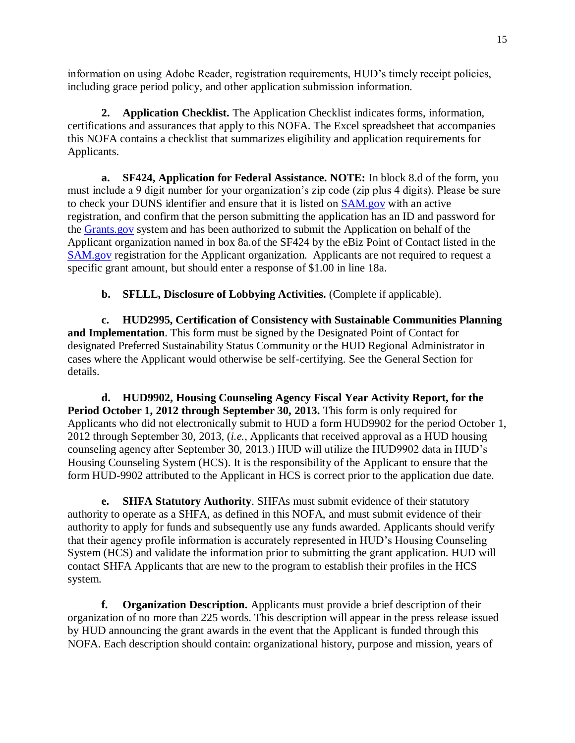information on using Adobe Reader, registration requirements, HUD's timely receipt policies, including grace period policy, and other application submission information.

**2. Application Checklist.** The Application Checklist indicates forms, information, certifications and assurances that apply to this NOFA. The Excel spreadsheet that accompanies this NOFA contains a checklist that summarizes eligibility and application requirements for Applicants.

**a. SF424, Application for Federal Assistance. NOTE:** In block 8.d of the form, you must include a 9 digit number for your organization's zip code (zip plus 4 digits). Please be sure to check your DUNS identifier and ensure that it is listed on SAM.gov with an active registration, and confirm that the person submitting the application has an ID and password for the Grants.gov system and has been authorized to submit the Application on behalf of the Applicant organization named in box 8a.of the SF424 by the eBiz Point of Contact listed in the SAM.gov registration for the Applicant organization. Applicants are not required to request a specific grant amount, but should enter a response of $1.00 in line 18a.

**b. SFLLL, Disclosure of Lobbying Activities.** (Complete if applicable).

**c. HUD2995, Certification of Consistency with Sustainable Communities Planning and Implementation**. This form must be signed by the Designated Point of Contact for designated Preferred Sustainability Status Community or the HUD Regional Administrator in cases where the Applicant would otherwise be self-certifying. See the General Section for details.

**d. HUD9902, Housing Counseling Agency Fiscal Year Activity Report, for the Period October 1, 2012 through September 30, 2013.** This form is only required for Applicants who did not electronically submit to HUD a form HUD9902 for the period October 1, 2012 through September 30, 2013, (*i.e.*, Applicants that received approval as a HUD housing counseling agency after September 30, 2013.) HUD will utilize the HUD9902 data in HUD's Housing Counseling System (HCS). It is the responsibility of the Applicant to ensure that the form HUD-9902 attributed to the Applicant in HCS is correct prior to the application due date.

**e. SHFA Statutory Authority**. SHFAs must submit evidence of their statutory authority to operate as a SHFA, as defined in this NOFA, and must submit evidence of their authority to apply for funds and subsequently use any funds awarded. Applicants should verify that their agency profile information is accurately represented in HUD's Housing Counseling System (HCS) and validate the information prior to submitting the grant application. HUD will contact SHFA Applicants that are new to the program to establish their profiles in the HCS system.

**f. Organization Description.** Applicants must provide a brief description of their organization of no more than 225 words. This description will appear in the press release issued by HUD announcing the grant awards in the event that the Applicant is funded through this NOFA. Each description should contain: organizational history, purpose and mission, years of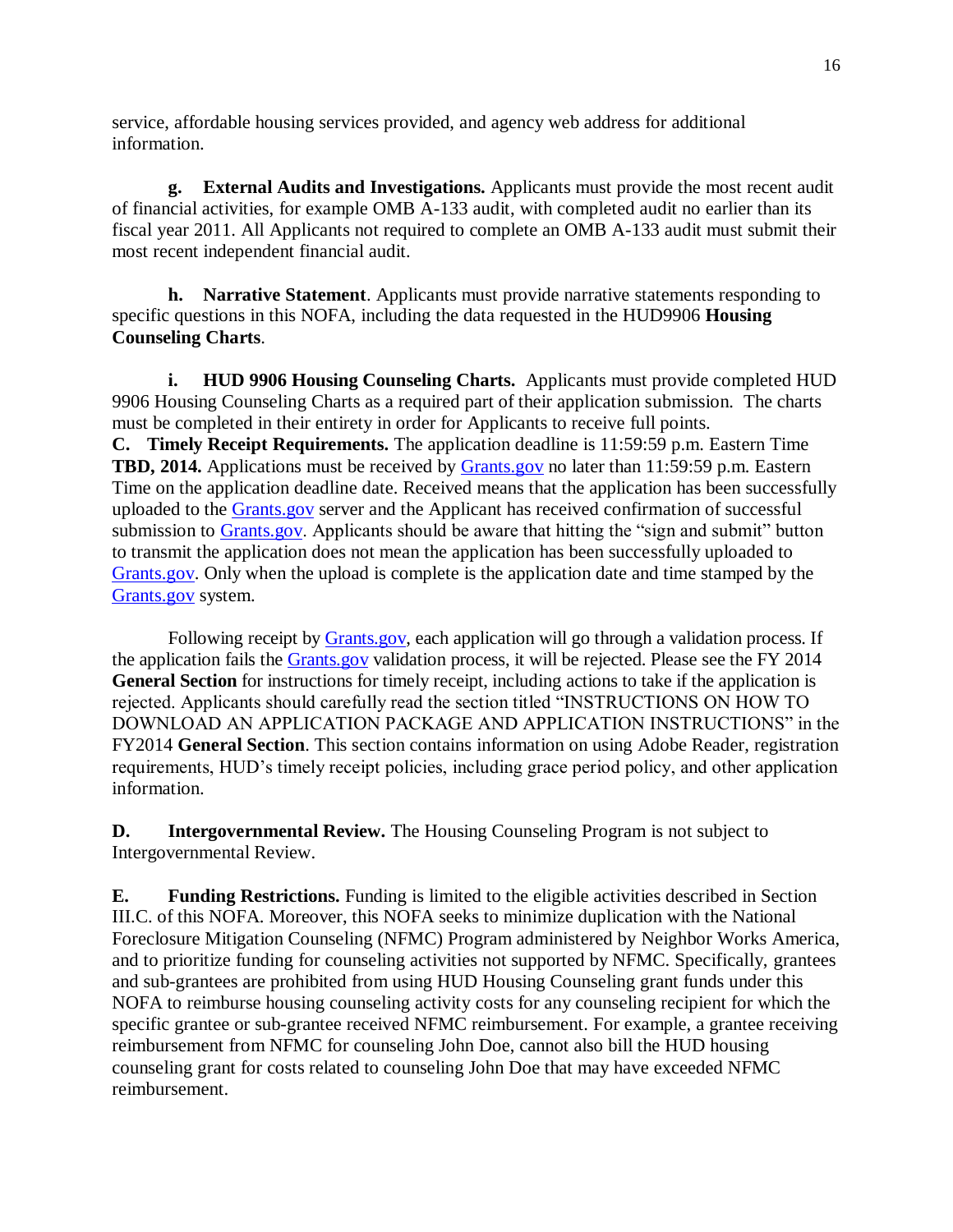service, affordable housing services provided, and agency web address for additional information.

**g. External Audits and Investigations.** Applicants must provide the most recent audit of financial activities, for example OMB A-133 audit, with completed audit no earlier than its fiscal year 2011. All Applicants not required to complete an OMB A-133 audit must submit their most recent independent financial audit.

**h. Narrative Statement**. Applicants must provide narrative statements responding to specific questions in this NOFA, including the data requested in the HUD9906 **Housing Counseling Charts**.

**i. HUD 9906 Housing Counseling Charts.** Applicants must provide completed HUD 9906 Housing Counseling Charts as a required part of their application submission. The charts must be completed in their entirety in order for Applicants to receive full points.

**C. Timely Receipt Requirements.** The application deadline is 11:59:59 p.m. Eastern Time **TBD, 2014.** Applications must be received by Grants.gov no later than 11:59:59 p.m. Eastern Time on the application deadline date. Received means that the application has been successfully uploaded to the Grants.gov server and the Applicant has received confirmation of successful submission to Grants.gov. Applicants should be aware that hitting the "sign and submit" button to transmit the application does not mean the application has been successfully uploaded to Grants.gov. Only when the upload is complete is the application date and time stamped by the Grants.gov system.

Following receipt by Grants.gov, each application will go through a validation process. If the application fails the Grants.gov validation process, it will be rejected. Please see the FY 2014 **General Section** for instructions for timely receipt, including actions to take if the application is rejected. Applicants should carefully read the section titled "INSTRUCTIONS ON HOW TO DOWNLOAD AN APPLICATION PACKAGE AND APPLICATION INSTRUCTIONS" in the FY2014 **General Section**. This section contains information on using Adobe Reader, registration requirements, HUD's timely receipt policies, including grace period policy, and other application information.

**D. Intergovernmental Review.** The Housing Counseling Program is not subject to Intergovernmental Review.

**E. Funding Restrictions.** Funding is limited to the eligible activities described in Section III.C. of this NOFA. Moreover, this NOFA seeks to minimize duplication with the National Foreclosure Mitigation Counseling (NFMC) Program administered by Neighbor Works America, and to prioritize funding for counseling activities not supported by NFMC. Specifically, grantees and sub-grantees are prohibited from using HUD Housing Counseling grant funds under this NOFA to reimburse housing counseling activity costs for any counseling recipient for which the specific grantee or sub-grantee received NFMC reimbursement. For example, a grantee receiving reimbursement from NFMC for counseling John Doe, cannot also bill the HUD housing counseling grant for costs related to counseling John Doe that may have exceeded NFMC reimbursement.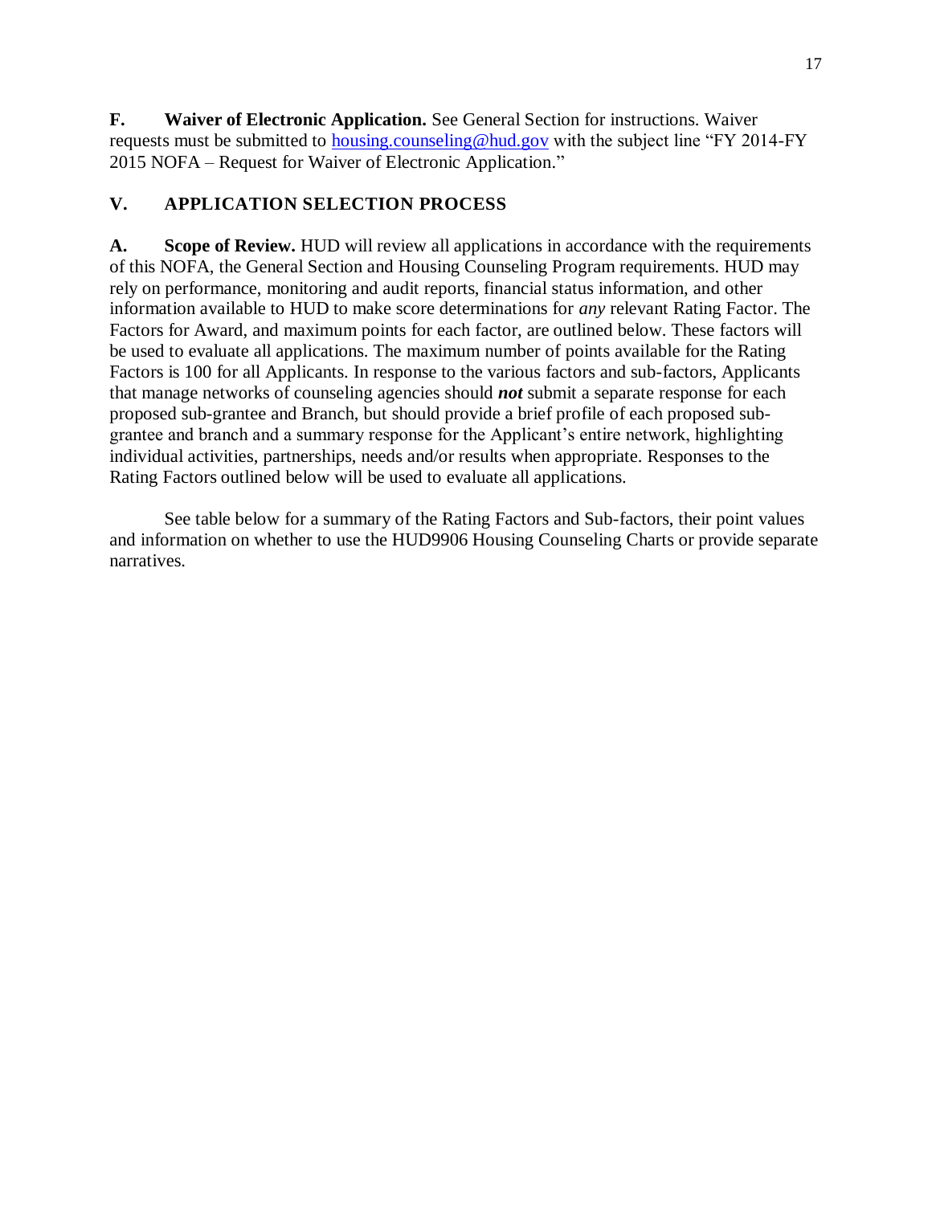**F. Waiver of Electronic Application.** See General Section for instructions. Waiver requests must be submitted to housing.counseling@hud.gov with the subject line "FY 2014-FY 2015 NOFA – Request for Waiver of Electronic Application."

## V. APPLICATION SELECTION PROCESS

**A. Scope of Review.** HUD will review all applications in accordance with the requirements of this NOFA, the General Section and Housing Counseling Program requirements. HUD may rely on performance, monitoring and audit reports, financial status information, and other information available to HUD to make score determinations for *any* relevant Rating Factor. The Factors for Award, and maximum points for each factor, are outlined below. These factors will be used to evaluate all applications. The maximum number of points available for the Rating Factors is 100 for all Applicants. In response to the various factors and sub-factors, Applicants that manage networks of counseling agencies should ***not*** submit a separate response for each proposed sub-grantee and Branch, but should provide a brief profile of each proposed sub-grantee and branch and a summary response for the Applicant's entire network, highlighting individual activities, partnerships, needs and/or results when appropriate. Responses to the Rating Factors outlined below will be used to evaluate all applications.

See table below for a summary of the Rating Factors and Sub-factors, their point values and information on whether to use the HUD9906 Housing Counseling Charts or provide separate narratives.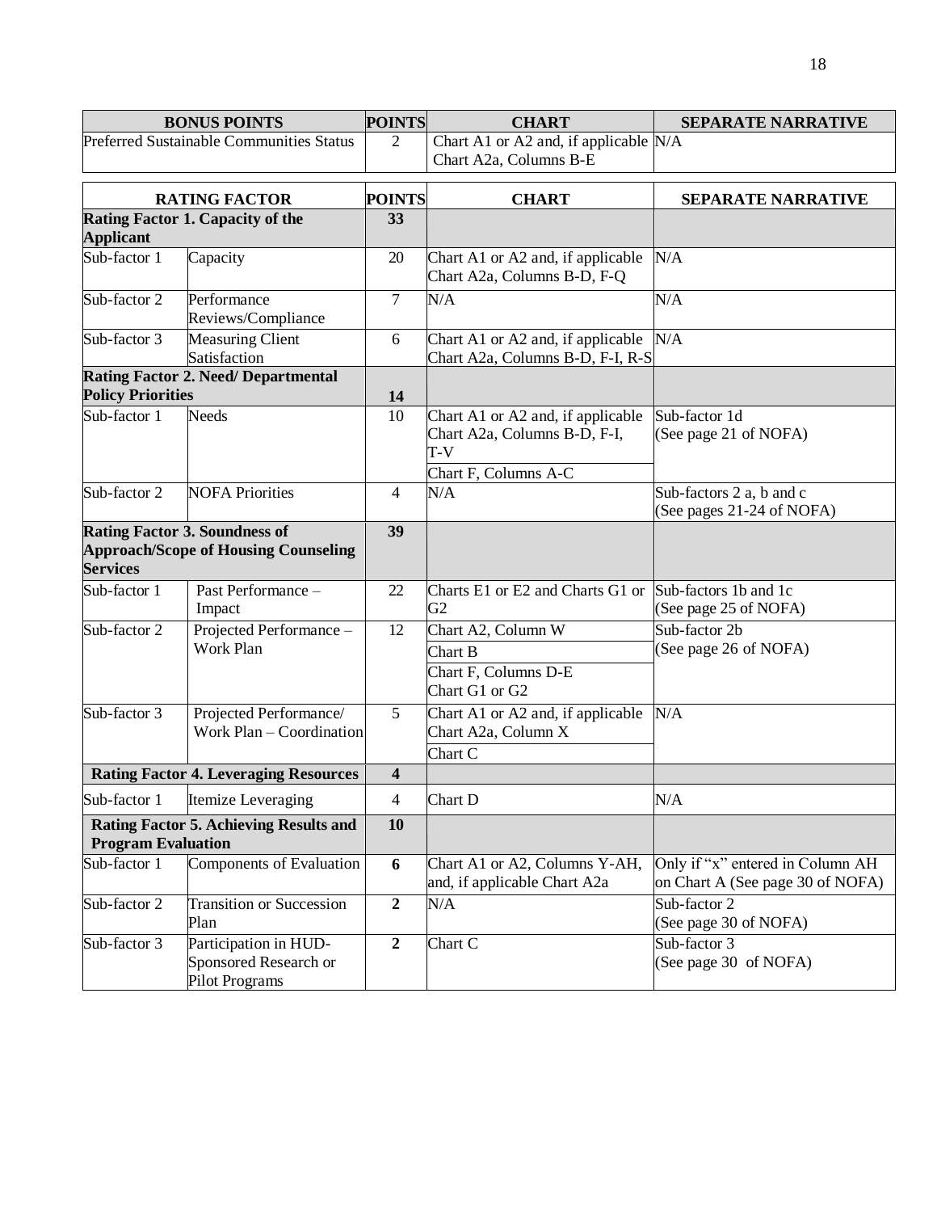| BONUS POINTS | POINTS | CHART | SEPARATE NARRATIVE |
|---|---|---|---|
| Preferred Sustainable Communities Status | 2 | Chart A1 or A2 and, if applicable Chart A2a, Columns B-E | N/A |

| RATING FACTOR | | POINTS | CHART | SEPARATE NARRATIVE |
|---|---|---|---|---|
| **Rating Factor 1. Capacity of the Applicant** | | **33** | | |
| Sub-factor 1 | Capacity | 20 | Chart A1 or A2 and, if applicable Chart A2a, Columns B-D, F-Q | N/A |
| Sub-factor 2 | Performance Reviews/Compliance | 7 | N/A | N/A |
| Sub-factor 3 | Measuring Client Satisfaction | 6 | Chart A1 or A2 and, if applicable Chart A2a, Columns B-D, F-I, R-S | N/A |
| **Rating Factor 2. Need/ Departmental Policy Priorities** | | **14** | | |
| Sub-factor 1 | Needs | 10 | Chart A1 or A2 and, if applicable Chart A2a, Columns B-D, F-I, T-V<br>Chart F, Columns A-C | Sub-factor 1d (See page 21 of NOFA) |
| Sub-factor 2 | NOFA Priorities | 4 | N/A | Sub-factors 2 a, b and c (See pages 21-24 of NOFA) |
| **Rating Factor 3. Soundness of Approach/Scope of Housing Counseling Services** | | **39** | | |
| Sub-factor 1 | Past Performance – Impact | 22 | Charts E1 or E2 and Charts G1 or G2 | Sub-factors 1b and 1c (See page 25 of NOFA) |
| Sub-factor 2 | Projected Performance – Work Plan | 12 | Chart A2, Column W<br>Chart B<br>Chart F, Columns D-E<br>Chart G1 or G2 | Sub-factor 2b (See page 26 of NOFA) |
| Sub-factor 3 | Projected Performance/ Work Plan – Coordination | 5 | Chart A1 or A2 and, if applicable Chart A2a, Column X<br>Chart C | N/A |
| **Rating Factor 4. Leveraging Resources** | | **4** | | |
| Sub-factor 1 | Itemize Leveraging | 4 | Chart D | N/A |
| **Rating Factor 5. Achieving Results and Program Evaluation** | | **10** | | |
| Sub-factor 1 | Components of Evaluation | **6** | Chart A1 or A2, Columns Y-AH, and, if applicable Chart A2a | Only if "x" entered in Column AH on Chart A (See page 30 of NOFA) |
| Sub-factor 2 | Transition or Succession Plan | **2** | N/A | Sub-factor 2 (See page 30 of NOFA) |
| Sub-factor 3 | Participation in HUD-Sponsored Research or Pilot Programs | **2** | Chart C | Sub-factor 3 (See page 30 of NOFA) |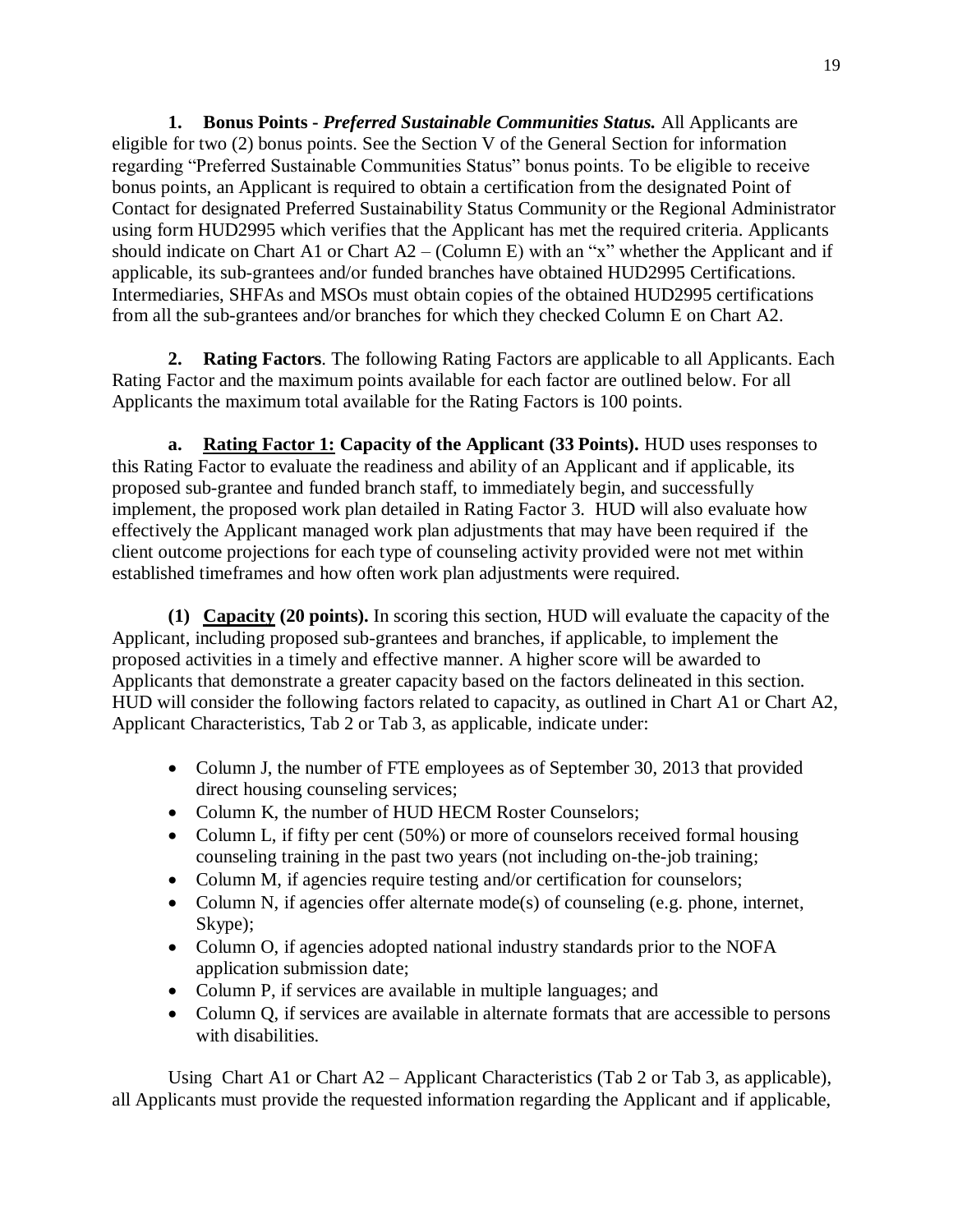**1. Bonus Points -** ***Preferred Sustainable Communities Status.*** All Applicants are eligible for two (2) bonus points. See the Section V of the General Section for information regarding "Preferred Sustainable Communities Status" bonus points. To be eligible to receive bonus points, an Applicant is required to obtain a certification from the designated Point of Contact for designated Preferred Sustainability Status Community or the Regional Administrator using form HUD2995 which verifies that the Applicant has met the required criteria. Applicants should indicate on Chart A1 or Chart A2 – (Column E) with an "x" whether the Applicant and if applicable, its sub-grantees and/or funded branches have obtained HUD2995 Certifications. Intermediaries, SHFAs and MSOs must obtain copies of the obtained HUD2995 certifications from all the sub-grantees and/or branches for which they checked Column E on Chart A2.

**2. Rating Factors**. The following Rating Factors are applicable to all Applicants. Each Rating Factor and the maximum points available for each factor are outlined below. For all Applicants the maximum total available for the Rating Factors is 100 points.

**a. Rating Factor 1: Capacity of the Applicant (33 Points).** HUD uses responses to this Rating Factor to evaluate the readiness and ability of an Applicant and if applicable, its proposed sub-grantee and funded branch staff, to immediately begin, and successfully implement, the proposed work plan detailed in Rating Factor 3. HUD will also evaluate how effectively the Applicant managed work plan adjustments that may have been required if the client outcome projections for each type of counseling activity provided were not met within established timeframes and how often work plan adjustments were required.

**(1) Capacity (20 points).** In scoring this section, HUD will evaluate the capacity of the Applicant, including proposed sub-grantees and branches, if applicable, to implement the proposed activities in a timely and effective manner. A higher score will be awarded to Applicants that demonstrate a greater capacity based on the factors delineated in this section. HUD will consider the following factors related to capacity, as outlined in Chart A1 or Chart A2, Applicant Characteristics, Tab 2 or Tab 3, as applicable, indicate under:

- Column J, the number of FTE employees as of September 30, 2013 that provided direct housing counseling services;
- Column K, the number of HUD HECM Roster Counselors;
- Column L, if fifty per cent (50%) or more of counselors received formal housing counseling training in the past two years (not including on-the-job training;
- Column M, if agencies require testing and/or certification for counselors;
- Column N, if agencies offer alternate mode(s) of counseling (e.g. phone, internet, Skype);
- Column O, if agencies adopted national industry standards prior to the NOFA application submission date;
- Column P, if services are available in multiple languages; and
- Column Q, if services are available in alternate formats that are accessible to persons with disabilities.

Using Chart A1 or Chart A2 – Applicant Characteristics (Tab 2 or Tab 3, as applicable), all Applicants must provide the requested information regarding the Applicant and if applicable,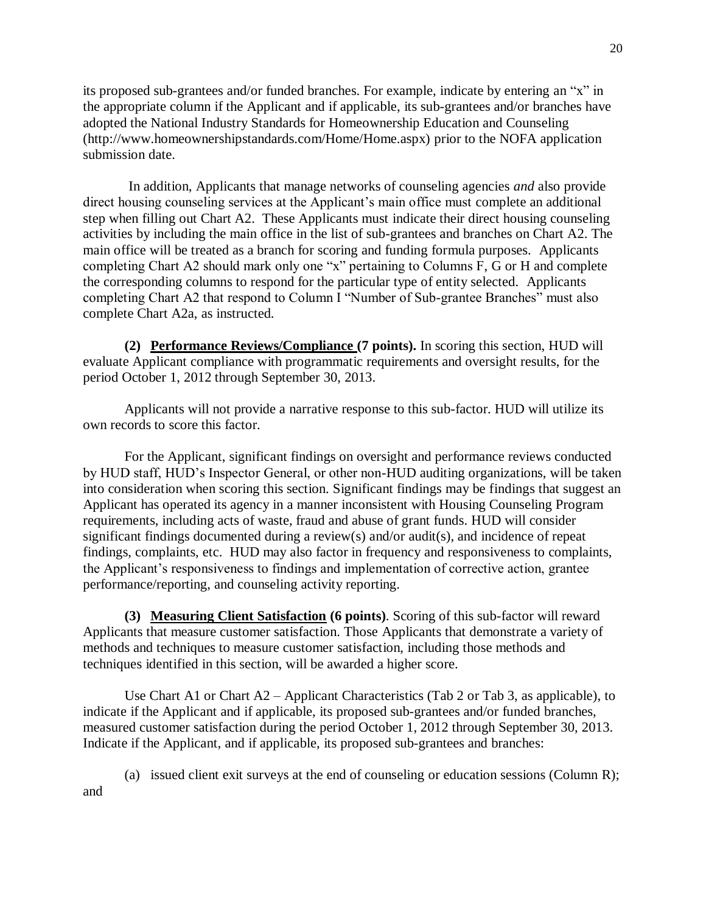its proposed sub-grantees and/or funded branches. For example, indicate by entering an "x" in the appropriate column if the Applicant and if applicable, its sub-grantees and/or branches have adopted the National Industry Standards for Homeownership Education and Counseling (http://www.homeownershipstandards.com/Home/Home.aspx) prior to the NOFA application submission date.

In addition, Applicants that manage networks of counseling agencies *and* also provide direct housing counseling services at the Applicant's main office must complete an additional step when filling out Chart A2. These Applicants must indicate their direct housing counseling activities by including the main office in the list of sub-grantees and branches on Chart A2. The main office will be treated as a branch for scoring and funding formula purposes. Applicants completing Chart A2 should mark only one "x" pertaining to Columns F, G or H and complete the corresponding columns to respond for the particular type of entity selected. Applicants completing Chart A2 that respond to Column I "Number of Sub-grantee Branches" must also complete Chart A2a, as instructed.

**(2) <u>Performance Reviews/Compliance</u> (7 points).** In scoring this section, HUD will evaluate Applicant compliance with programmatic requirements and oversight results, for the period October 1, 2012 through September 30, 2013.

Applicants will not provide a narrative response to this sub-factor. HUD will utilize its own records to score this factor.

For the Applicant, significant findings on oversight and performance reviews conducted by HUD staff, HUD's Inspector General, or other non-HUD auditing organizations, will be taken into consideration when scoring this section. Significant findings may be findings that suggest an Applicant has operated its agency in a manner inconsistent with Housing Counseling Program requirements, including acts of waste, fraud and abuse of grant funds. HUD will consider significant findings documented during a review(s) and/or audit(s), and incidence of repeat findings, complaints, etc. HUD may also factor in frequency and responsiveness to complaints, the Applicant's responsiveness to findings and implementation of corrective action, grantee performance/reporting, and counseling activity reporting.

**(3) <u>Measuring Client Satisfaction</u> (6 points)**. Scoring of this sub-factor will reward Applicants that measure customer satisfaction. Those Applicants that demonstrate a variety of methods and techniques to measure customer satisfaction, including those methods and techniques identified in this section, will be awarded a higher score.

Use Chart A1 or Chart A2 – Applicant Characteristics (Tab 2 or Tab 3, as applicable), to indicate if the Applicant and if applicable, its proposed sub-grantees and/or funded branches, measured customer satisfaction during the period October 1, 2012 through September 30, 2013. Indicate if the Applicant, and if applicable, its proposed sub-grantees and branches:

(a) issued client exit surveys at the end of counseling or education sessions (Column R); and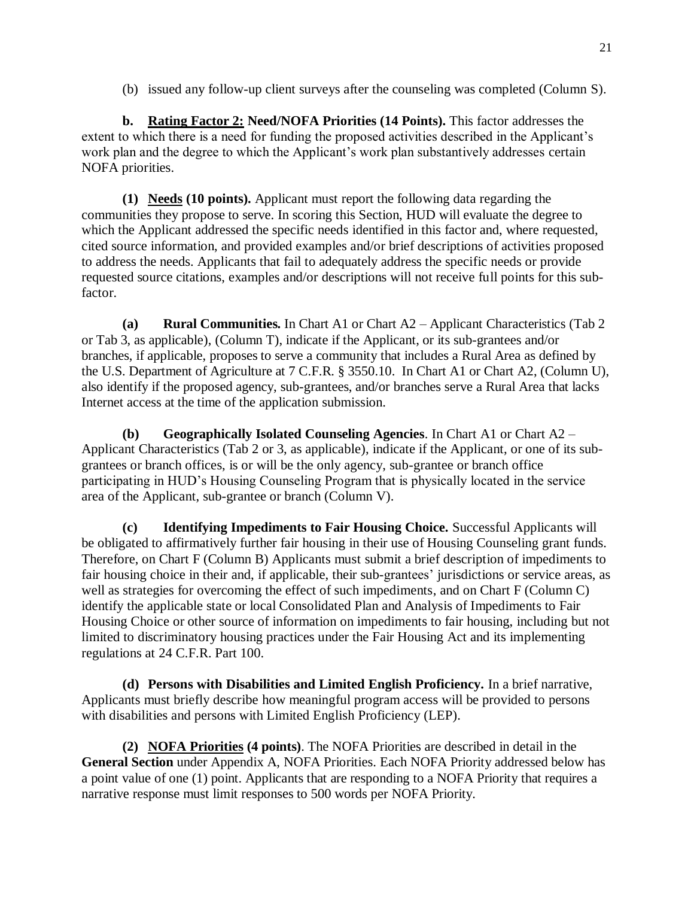(b) issued any follow-up client surveys after the counseling was completed (Column S).

**b. <u>Rating Factor 2:</u> Need/NOFA Priorities (14 Points).** This factor addresses the extent to which there is a need for funding the proposed activities described in the Applicant's work plan and the degree to which the Applicant's work plan substantively addresses certain NOFA priorities.

**(1) <u>Needs</u> (10 points).** Applicant must report the following data regarding the communities they propose to serve. In scoring this Section, HUD will evaluate the degree to which the Applicant addressed the specific needs identified in this factor and, where requested, cited source information, and provided examples and/or brief descriptions of activities proposed to address the needs. Applicants that fail to adequately address the specific needs or provide requested source citations, examples and/or descriptions will not receive full points for this sub-factor.

**(a) Rural Communities.** In Chart A1 or Chart A2 – Applicant Characteristics (Tab 2 or Tab 3, as applicable), (Column T), indicate if the Applicant, or its sub-grantees and/or branches, if applicable, proposes to serve a community that includes a Rural Area as defined by the U.S. Department of Agriculture at 7 C.F.R. § 3550.10. In Chart A1 or Chart A2, (Column U), also identify if the proposed agency, sub-grantees, and/or branches serve a Rural Area that lacks Internet access at the time of the application submission.

**(b) Geographically Isolated Counseling Agencies**. In Chart A1 or Chart A2 – Applicant Characteristics (Tab 2 or 3, as applicable), indicate if the Applicant, or one of its sub-grantees or branch offices, is or will be the only agency, sub-grantee or branch office participating in HUD's Housing Counseling Program that is physically located in the service area of the Applicant, sub-grantee or branch (Column V).

**(c) Identifying Impediments to Fair Housing Choice.** Successful Applicants will be obligated to affirmatively further fair housing in their use of Housing Counseling grant funds. Therefore, on Chart F (Column B) Applicants must submit a brief description of impediments to fair housing choice in their and, if applicable, their sub-grantees' jurisdictions or service areas, as well as strategies for overcoming the effect of such impediments, and on Chart F (Column C) identify the applicable state or local Consolidated Plan and Analysis of Impediments to Fair Housing Choice or other source of information on impediments to fair housing, including but not limited to discriminatory housing practices under the Fair Housing Act and its implementing regulations at 24 C.F.R. Part 100.

**(d) Persons with Disabilities and Limited English Proficiency.** In a brief narrative, Applicants must briefly describe how meaningful program access will be provided to persons with disabilities and persons with Limited English Proficiency (LEP).

**(2) <u>NOFA Priorities</u> (4 points)**. The NOFA Priorities are described in detail in the **General Section** under Appendix A, NOFA Priorities. Each NOFA Priority addressed below has a point value of one (1) point. Applicants that are responding to a NOFA Priority that requires a narrative response must limit responses to 500 words per NOFA Priority.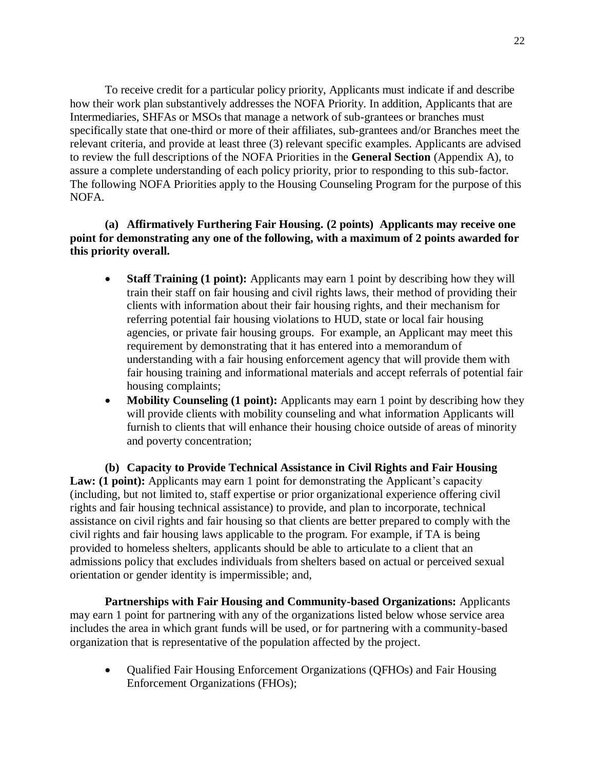To receive credit for a particular policy priority, Applicants must indicate if and describe how their work plan substantively addresses the NOFA Priority. In addition, Applicants that are Intermediaries, SHFAs or MSOs that manage a network of sub-grantees or branches must specifically state that one-third or more of their affiliates, sub-grantees and/or Branches meet the relevant criteria, and provide at least three (3) relevant specific examples. Applicants are advised to review the full descriptions of the NOFA Priorities in the **General Section** (Appendix A), to assure a complete understanding of each policy priority, prior to responding to this sub-factor. The following NOFA Priorities apply to the Housing Counseling Program for the purpose of this NOFA.

**(a) Affirmatively Furthering Fair Housing. (2 points) Applicants may receive one point for demonstrating any one of the following, with a maximum of 2 points awarded for this priority overall.**

- **Staff Training (1 point):** Applicants may earn 1 point by describing how they will train their staff on fair housing and civil rights laws, their method of providing their clients with information about their fair housing rights, and their mechanism for referring potential fair housing violations to HUD, state or local fair housing agencies, or private fair housing groups. For example, an Applicant may meet this requirement by demonstrating that it has entered into a memorandum of understanding with a fair housing enforcement agency that will provide them with fair housing training and informational materials and accept referrals of potential fair housing complaints;
- **Mobility Counseling (1 point):** Applicants may earn 1 point by describing how they will provide clients with mobility counseling and what information Applicants will furnish to clients that will enhance their housing choice outside of areas of minority and poverty concentration;

**(b) Capacity to Provide Technical Assistance in Civil Rights and Fair Housing Law: (1 point):** Applicants may earn 1 point for demonstrating the Applicant's capacity (including, but not limited to, staff expertise or prior organizational experience offering civil rights and fair housing technical assistance) to provide, and plan to incorporate, technical assistance on civil rights and fair housing so that clients are better prepared to comply with the civil rights and fair housing laws applicable to the program. For example, if TA is being provided to homeless shelters, applicants should be able to articulate to a client that an admissions policy that excludes individuals from shelters based on actual or perceived sexual orientation or gender identity is impermissible; and,

**Partnerships with Fair Housing and Community-based Organizations:** Applicants may earn 1 point for partnering with any of the organizations listed below whose service area includes the area in which grant funds will be used, or for partnering with a community-based organization that is representative of the population affected by the project.

- Qualified Fair Housing Enforcement Organizations (QFHOs) and Fair Housing Enforcement Organizations (FHOs);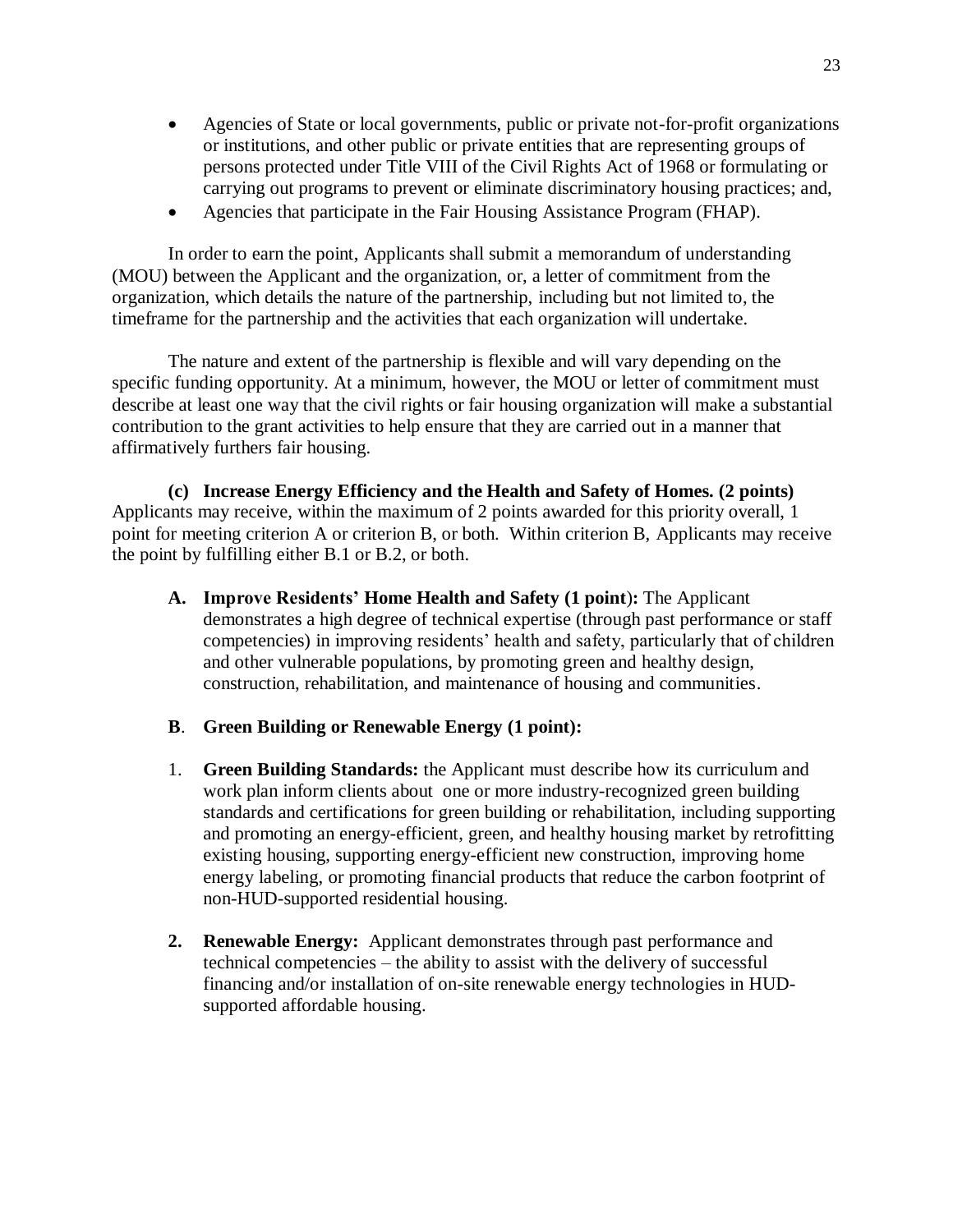- Agencies of State or local governments, public or private not-for-profit organizations or institutions, and other public or private entities that are representing groups of persons protected under Title VIII of the Civil Rights Act of 1968 or formulating or carrying out programs to prevent or eliminate discriminatory housing practices; and,
- Agencies that participate in the Fair Housing Assistance Program (FHAP).

In order to earn the point, Applicants shall submit a memorandum of understanding (MOU) between the Applicant and the organization, or, a letter of commitment from the organization, which details the nature of the partnership, including but not limited to, the timeframe for the partnership and the activities that each organization will undertake.

The nature and extent of the partnership is flexible and will vary depending on the specific funding opportunity. At a minimum, however, the MOU or letter of commitment must describe at least one way that the civil rights or fair housing organization will make a substantial contribution to the grant activities to help ensure that they are carried out in a manner that affirmatively furthers fair housing.

**(c) Increase Energy Efficiency and the Health and Safety of Homes. (2 points)** Applicants may receive, within the maximum of 2 points awarded for this priority overall, 1 point for meeting criterion A or criterion B, or both. Within criterion B, Applicants may receive the point by fulfilling either B.1 or B.2, or both.

**A. Improve Residents' Home Health and Safety (1 point):** The Applicant demonstrates a high degree of technical expertise (through past performance or staff competencies) in improving residents' health and safety, particularly that of children and other vulnerable populations, by promoting green and healthy design, construction, rehabilitation, and maintenance of housing and communities.

**B. Green Building or Renewable Energy (1 point):**

1. **Green Building Standards:** the Applicant must describe how its curriculum and work plan inform clients about one or more industry-recognized green building standards and certifications for green building or rehabilitation, including supporting and promoting an energy-efficient, green, and healthy housing market by retrofitting existing housing, supporting energy-efficient new construction, improving home energy labeling, or promoting financial products that reduce the carbon footprint of non-HUD-supported residential housing.

2. **Renewable Energy:** Applicant demonstrates through past performance and technical competencies – the ability to assist with the delivery of successful financing and/or installation of on-site renewable energy technologies in HUD-supported affordable housing.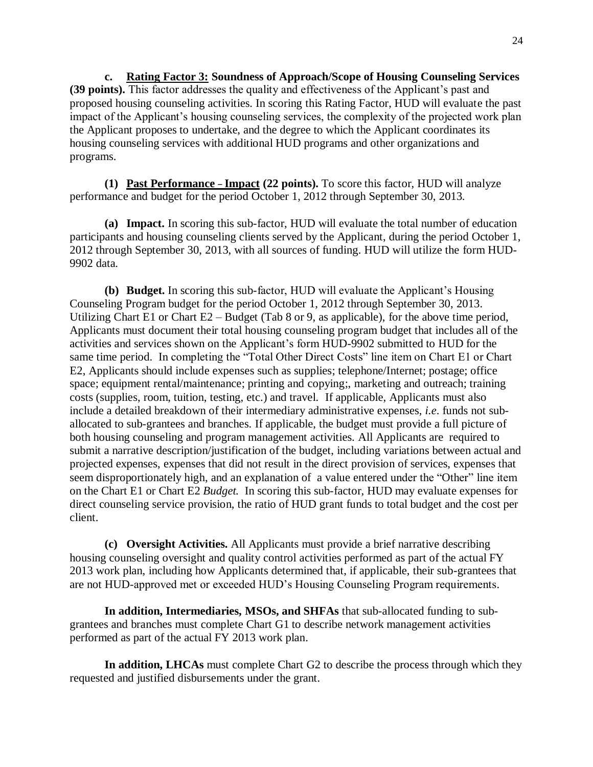**c. <u>Rating Factor 3:</u> Soundness of Approach/Scope of Housing Counseling Services (39 points).** This factor addresses the quality and effectiveness of the Applicant's past and proposed housing counseling activities. In scoring this Rating Factor, HUD will evaluate the past impact of the Applicant's housing counseling services, the complexity of the projected work plan the Applicant proposes to undertake, and the degree to which the Applicant coordinates its housing counseling services with additional HUD programs and other organizations and programs.

**(1) <u>Past Performance - Impact</u> (22 points).** To score this factor, HUD will analyze performance and budget for the period October 1, 2012 through September 30, 2013.

**(a) Impact.** In scoring this sub-factor, HUD will evaluate the total number of education participants and housing counseling clients served by the Applicant, during the period October 1, 2012 through September 30, 2013, with all sources of funding. HUD will utilize the form HUD-9902 data.

**(b) Budget.** In scoring this sub-factor, HUD will evaluate the Applicant's Housing Counseling Program budget for the period October 1, 2012 through September 30, 2013. Utilizing Chart E1 or Chart E2 – Budget (Tab 8 or 9, as applicable), for the above time period, Applicants must document their total housing counseling program budget that includes all of the activities and services shown on the Applicant's form HUD-9902 submitted to HUD for the same time period. In completing the "Total Other Direct Costs" line item on Chart E1 or Chart E2, Applicants should include expenses such as supplies; telephone/Internet; postage; office space; equipment rental/maintenance; printing and copying;, marketing and outreach; training costs (supplies, room, tuition, testing, etc.) and travel. If applicable, Applicants must also include a detailed breakdown of their intermediary administrative expenses, *i.e*. funds not sub-allocated to sub-grantees and branches. If applicable, the budget must provide a full picture of both housing counseling and program management activities. All Applicants are required to submit a narrative description/justification of the budget, including variations between actual and projected expenses, expenses that did not result in the direct provision of services, expenses that seem disproportionately high, and an explanation of a value entered under the "Other" line item on the Chart E1 or Chart E2 *Budget.* In scoring this sub-factor, HUD may evaluate expenses for direct counseling service provision, the ratio of HUD grant funds to total budget and the cost per client.

**(c) Oversight Activities.** All Applicants must provide a brief narrative describing housing counseling oversight and quality control activities performed as part of the actual FY 2013 work plan, including how Applicants determined that, if applicable, their sub-grantees that are not HUD-approved met or exceeded HUD's Housing Counseling Program requirements.

**In addition, Intermediaries, MSOs, and SHFAs** that sub-allocated funding to sub-grantees and branches must complete Chart G1 to describe network management activities performed as part of the actual FY 2013 work plan.

**In addition, LHCAs** must complete Chart G2 to describe the process through which they requested and justified disbursements under the grant.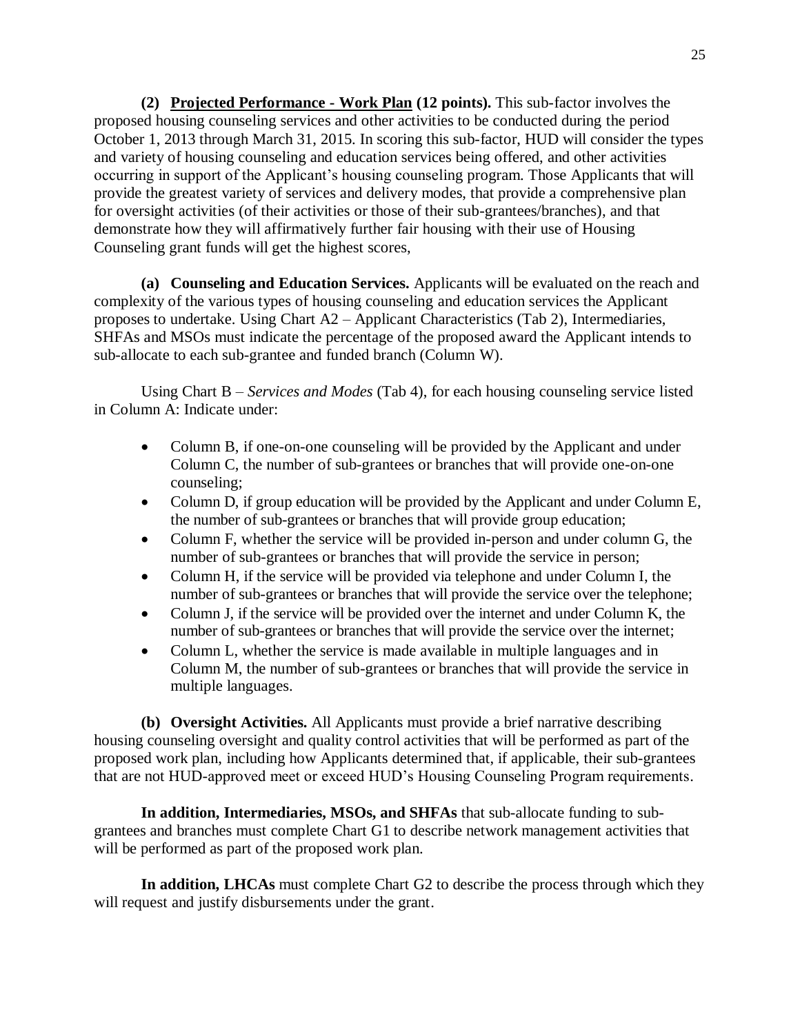**(2) <u>Projected Performance - Work Plan</u> (12 points).** This sub-factor involves the proposed housing counseling services and other activities to be conducted during the period October 1, 2013 through March 31, 2015. In scoring this sub-factor, HUD will consider the types and variety of housing counseling and education services being offered, and other activities occurring in support of the Applicant's housing counseling program. Those Applicants that will provide the greatest variety of services and delivery modes, that provide a comprehensive plan for oversight activities (of their activities or those of their sub-grantees/branches), and that demonstrate how they will affirmatively further fair housing with their use of Housing Counseling grant funds will get the highest scores,

**(a) Counseling and Education Services.** Applicants will be evaluated on the reach and complexity of the various types of housing counseling and education services the Applicant proposes to undertake. Using Chart A2 – Applicant Characteristics (Tab 2), Intermediaries, SHFAs and MSOs must indicate the percentage of the proposed award the Applicant intends to sub-allocate to each sub-grantee and funded branch (Column W).

Using Chart B – *Services and Modes* (Tab 4), for each housing counseling service listed in Column A: Indicate under:

- Column B, if one-on-one counseling will be provided by the Applicant and under Column C, the number of sub-grantees or branches that will provide one-on-one counseling;
- Column D, if group education will be provided by the Applicant and under Column E, the number of sub-grantees or branches that will provide group education;
- Column F, whether the service will be provided in-person and under column G, the number of sub-grantees or branches that will provide the service in person;
- Column H, if the service will be provided via telephone and under Column I, the number of sub-grantees or branches that will provide the service over the telephone;
- Column J, if the service will be provided over the internet and under Column K, the number of sub-grantees or branches that will provide the service over the internet;
- Column L, whether the service is made available in multiple languages and in Column M, the number of sub-grantees or branches that will provide the service in multiple languages.

**(b) Oversight Activities.** All Applicants must provide a brief narrative describing housing counseling oversight and quality control activities that will be performed as part of the proposed work plan, including how Applicants determined that, if applicable, their sub-grantees that are not HUD-approved meet or exceed HUD's Housing Counseling Program requirements.

**In addition, Intermediaries, MSOs, and SHFAs** that sub-allocate funding to sub-grantees and branches must complete Chart G1 to describe network management activities that will be performed as part of the proposed work plan.

**In addition, LHCAs** must complete Chart G2 to describe the process through which they will request and justify disbursements under the grant.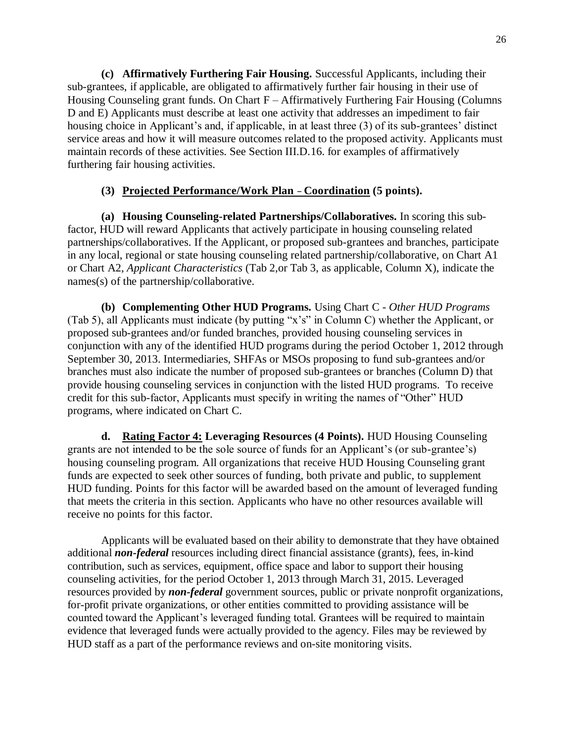**(c) Affirmatively Furthering Fair Housing.** Successful Applicants, including their sub-grantees, if applicable, are obligated to affirmatively further fair housing in their use of Housing Counseling grant funds. On Chart F – Affirmatively Furthering Fair Housing (Columns D and E) Applicants must describe at least one activity that addresses an impediment to fair housing choice in Applicant's and, if applicable, in at least three (3) of its sub-grantees' distinct service areas and how it will measure outcomes related to the proposed activity. Applicants must maintain records of these activities. See Section III.D.16. for examples of affirmatively furthering fair housing activities.

**(3) <u>Projected Performance/Work Plan – Coordination</u> (5 points).**

**(a) Housing Counseling-related Partnerships/Collaboratives.** In scoring this sub-factor, HUD will reward Applicants that actively participate in housing counseling related partnerships/collaboratives. If the Applicant, or proposed sub-grantees and branches, participate in any local, regional or state housing counseling related partnership/collaborative, on Chart A1 or Chart A2, *Applicant Characteristics* (Tab 2,or Tab 3, as applicable, Column X), indicate the names(s) of the partnership/collaborative.

**(b) Complementing Other HUD Programs.** Using Chart C - *Other HUD Programs* (Tab 5), all Applicants must indicate (by putting "x's" in Column C) whether the Applicant, or proposed sub-grantees and/or funded branches, provided housing counseling services in conjunction with any of the identified HUD programs during the period October 1, 2012 through September 30, 2013. Intermediaries, SHFAs or MSOs proposing to fund sub-grantees and/or branches must also indicate the number of proposed sub-grantees or branches (Column D) that provide housing counseling services in conjunction with the listed HUD programs. To receive credit for this sub-factor, Applicants must specify in writing the names of "Other" HUD programs, where indicated on Chart C.

**d. <u>Rating Factor 4:</u> Leveraging Resources (4 Points).** HUD Housing Counseling grants are not intended to be the sole source of funds for an Applicant's (or sub-grantee's) housing counseling program. All organizations that receive HUD Housing Counseling grant funds are expected to seek other sources of funding, both private and public, to supplement HUD funding. Points for this factor will be awarded based on the amount of leveraged funding that meets the criteria in this section. Applicants who have no other resources available will receive no points for this factor.

Applicants will be evaluated based on their ability to demonstrate that they have obtained additional ***non-federal*** resources including direct financial assistance (grants), fees, in-kind contribution, such as services, equipment, office space and labor to support their housing counseling activities, for the period October 1, 2013 through March 31, 2015. Leveraged resources provided by ***non-federal*** government sources, public or private nonprofit organizations, for-profit private organizations, or other entities committed to providing assistance will be counted toward the Applicant's leveraged funding total. Grantees will be required to maintain evidence that leveraged funds were actually provided to the agency. Files may be reviewed by HUD staff as a part of the performance reviews and on-site monitoring visits.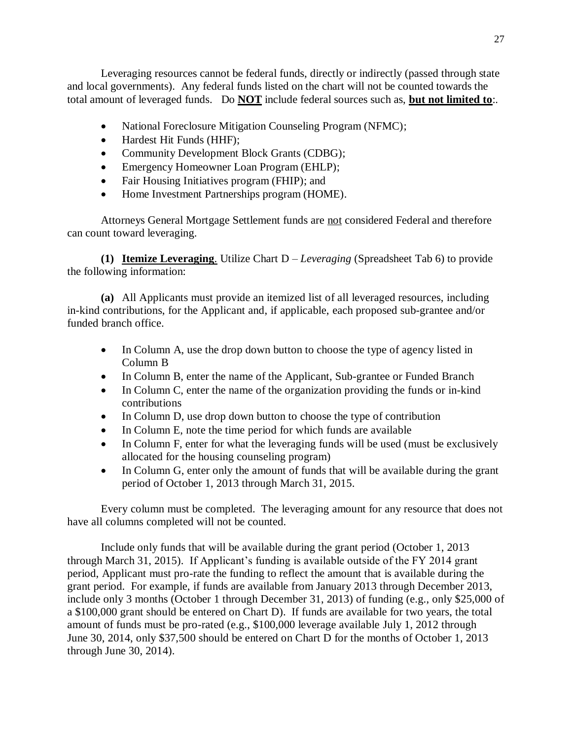Leveraging resources cannot be federal funds, directly or indirectly (passed through state and local governments). Any federal funds listed on the chart will not be counted towards the total amount of leveraged funds. Do **NOT** include federal sources such as, **but not limited to**:.

- National Foreclosure Mitigation Counseling Program (NFMC);
- Hardest Hit Funds (HHF);
- Community Development Block Grants (CDBG);
- Emergency Homeowner Loan Program (EHLP);
- Fair Housing Initiatives program (FHIP); and
- Home Investment Partnerships program (HOME).

Attorneys General Mortgage Settlement funds are not considered Federal and therefore can count toward leveraging.

**(1) Itemize Leveraging**. Utilize Chart D – *Leveraging* (Spreadsheet Tab 6) to provide the following information:

**(a)** All Applicants must provide an itemized list of all leveraged resources, including in-kind contributions, for the Applicant and, if applicable, each proposed sub-grantee and/or funded branch office.

- In Column A, use the drop down button to choose the type of agency listed in Column B
- In Column B, enter the name of the Applicant, Sub-grantee or Funded Branch
- In Column C, enter the name of the organization providing the funds or in-kind contributions
- In Column D, use drop down button to choose the type of contribution
- In Column E, note the time period for which funds are available
- In Column F, enter for what the leveraging funds will be used (must be exclusively allocated for the housing counseling program)
- In Column G, enter only the amount of funds that will be available during the grant period of October 1, 2013 through March 31, 2015.

Every column must be completed. The leveraging amount for any resource that does not have all columns completed will not be counted.

Include only funds that will be available during the grant period (October 1, 2013 through March 31, 2015). If Applicant's funding is available outside of the FY 2014 grant period, Applicant must pro-rate the funding to reflect the amount that is available during the grant period. For example, if funds are available from January 2013 through December 2013, include only 3 months (October 1 through December 31, 2013) of funding (e.g., only $25,000 of a $100,000 grant should be entered on Chart D). If funds are available for two years, the total amount of funds must be pro-rated (e.g., $100,000 leverage available July 1, 2012 through June 30, 2014, only $37,500 should be entered on Chart D for the months of October 1, 2013 through June 30, 2014).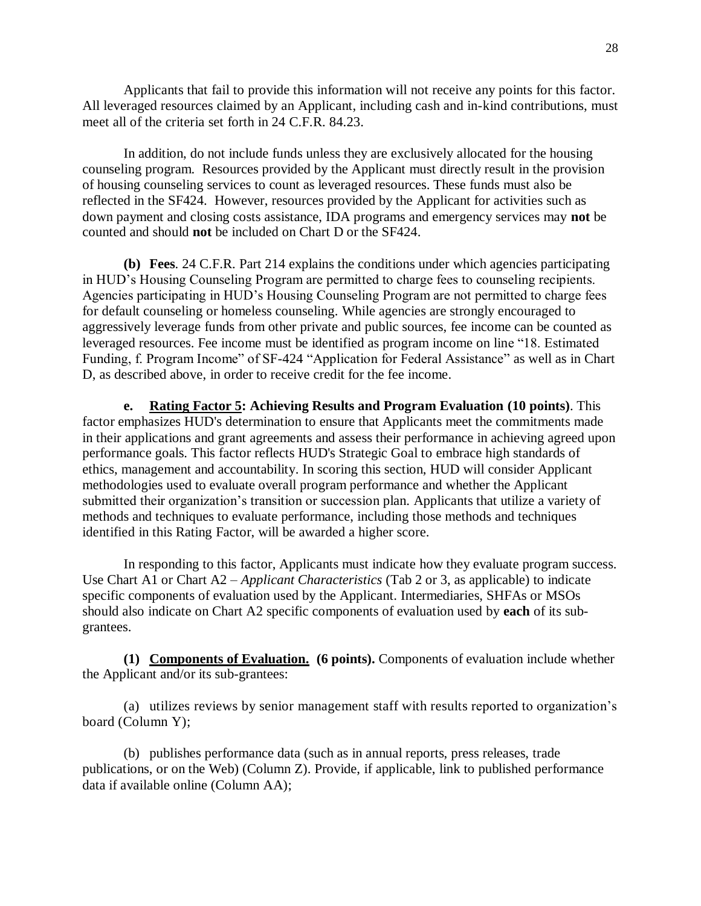Applicants that fail to provide this information will not receive any points for this factor. All leveraged resources claimed by an Applicant, including cash and in-kind contributions, must meet all of the criteria set forth in 24 C.F.R. 84.23.

In addition, do not include funds unless they are exclusively allocated for the housing counseling program. Resources provided by the Applicant must directly result in the provision of housing counseling services to count as leveraged resources. These funds must also be reflected in the SF424. However, resources provided by the Applicant for activities such as down payment and closing costs assistance, IDA programs and emergency services may **not** be counted and should **not** be included on Chart D or the SF424.

**(b) Fees**. 24 C.F.R. Part 214 explains the conditions under which agencies participating in HUD's Housing Counseling Program are permitted to charge fees to counseling recipients. Agencies participating in HUD's Housing Counseling Program are not permitted to charge fees for default counseling or homeless counseling. While agencies are strongly encouraged to aggressively leverage funds from other private and public sources, fee income can be counted as leveraged resources. Fee income must be identified as program income on line "18. Estimated Funding, f. Program Income" of SF-424 "Application for Federal Assistance" as well as in Chart D, as described above, in order to receive credit for the fee income.

**e. <u>Rating Factor 5</u>: Achieving Results and Program Evaluation (10 points)**. This factor emphasizes HUD's determination to ensure that Applicants meet the commitments made in their applications and grant agreements and assess their performance in achieving agreed upon performance goals. This factor reflects HUD's Strategic Goal to embrace high standards of ethics, management and accountability. In scoring this section, HUD will consider Applicant methodologies used to evaluate overall program performance and whether the Applicant submitted their organization's transition or succession plan. Applicants that utilize a variety of methods and techniques to evaluate performance, including those methods and techniques identified in this Rating Factor, will be awarded a higher score.

In responding to this factor, Applicants must indicate how they evaluate program success. Use Chart A1 or Chart A2 – *Applicant Characteristics* (Tab 2 or 3, as applicable) to indicate specific components of evaluation used by the Applicant. Intermediaries, SHFAs or MSOs should also indicate on Chart A2 specific components of evaluation used by **each** of its sub-grantees.

**(1) <u>Components of Evaluation.</u> (6 points).** Components of evaluation include whether the Applicant and/or its sub-grantees:

(a) utilizes reviews by senior management staff with results reported to organization's board (Column Y);

(b) publishes performance data (such as in annual reports, press releases, trade publications, or on the Web) (Column Z). Provide, if applicable, link to published performance data if available online (Column AA);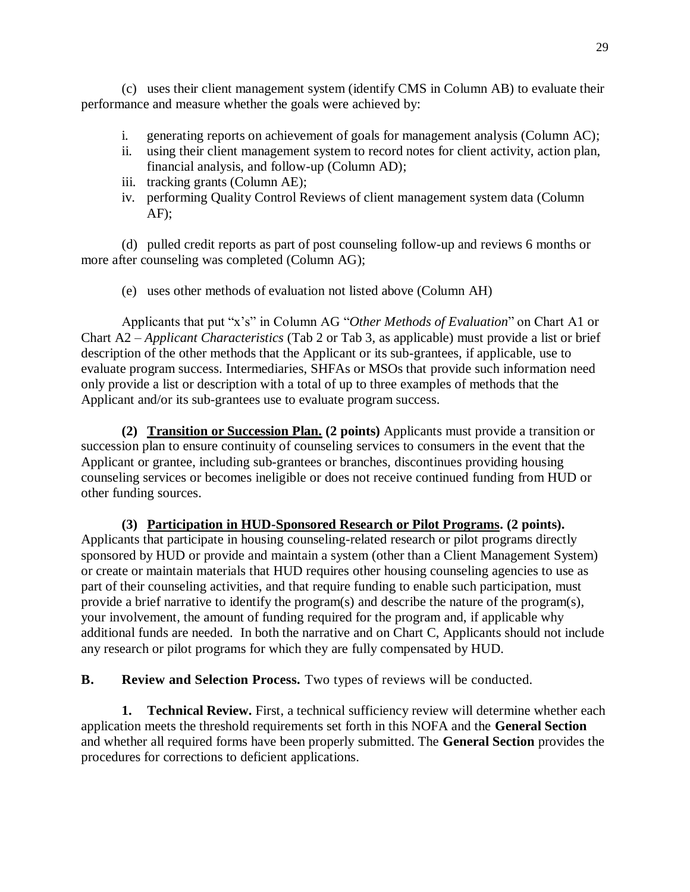(c) uses their client management system (identify CMS in Column AB) to evaluate their performance and measure whether the goals were achieved by:

i. generating reports on achievement of goals for management analysis (Column AC);
ii. using their client management system to record notes for client activity, action plan, financial analysis, and follow-up (Column AD);
iii. tracking grants (Column AE);
iv. performing Quality Control Reviews of client management system data (Column AF);

(d) pulled credit reports as part of post counseling follow-up and reviews 6 months or more after counseling was completed (Column AG);

(e) uses other methods of evaluation not listed above (Column AH)

Applicants that put "x's" in Column AG "*Other Methods of Evaluation*" on Chart A1 or Chart A2 – *Applicant Characteristics* (Tab 2 or Tab 3, as applicable) must provide a list or brief description of the other methods that the Applicant or its sub-grantees, if applicable, use to evaluate program success. Intermediaries, SHFAs or MSOs that provide such information need only provide a list or description with a total of up to three examples of methods that the Applicant and/or its sub-grantees use to evaluate program success.

**(2) <u>Transition or Succession Plan.</u> (2 points)** Applicants must provide a transition or succession plan to ensure continuity of counseling services to consumers in the event that the Applicant or grantee, including sub-grantees or branches, discontinues providing housing counseling services or becomes ineligible or does not receive continued funding from HUD or other funding sources.

**(3) <u>Participation in HUD-Sponsored Research or Pilot Programs</u>. (2 points).** Applicants that participate in housing counseling-related research or pilot programs directly sponsored by HUD or provide and maintain a system (other than a Client Management System) or create or maintain materials that HUD requires other housing counseling agencies to use as part of their counseling activities, and that require funding to enable such participation, must provide a brief narrative to identify the program(s) and describe the nature of the program(s), your involvement, the amount of funding required for the program and, if applicable why additional funds are needed. In both the narrative and on Chart C, Applicants should not include any research or pilot programs for which they are fully compensated by HUD.

**B. Review and Selection Process.** Two types of reviews will be conducted.

**1. Technical Review.** First, a technical sufficiency review will determine whether each application meets the threshold requirements set forth in this NOFA and the **General Section** and whether all required forms have been properly submitted. The **General Section** provides the procedures for corrections to deficient applications.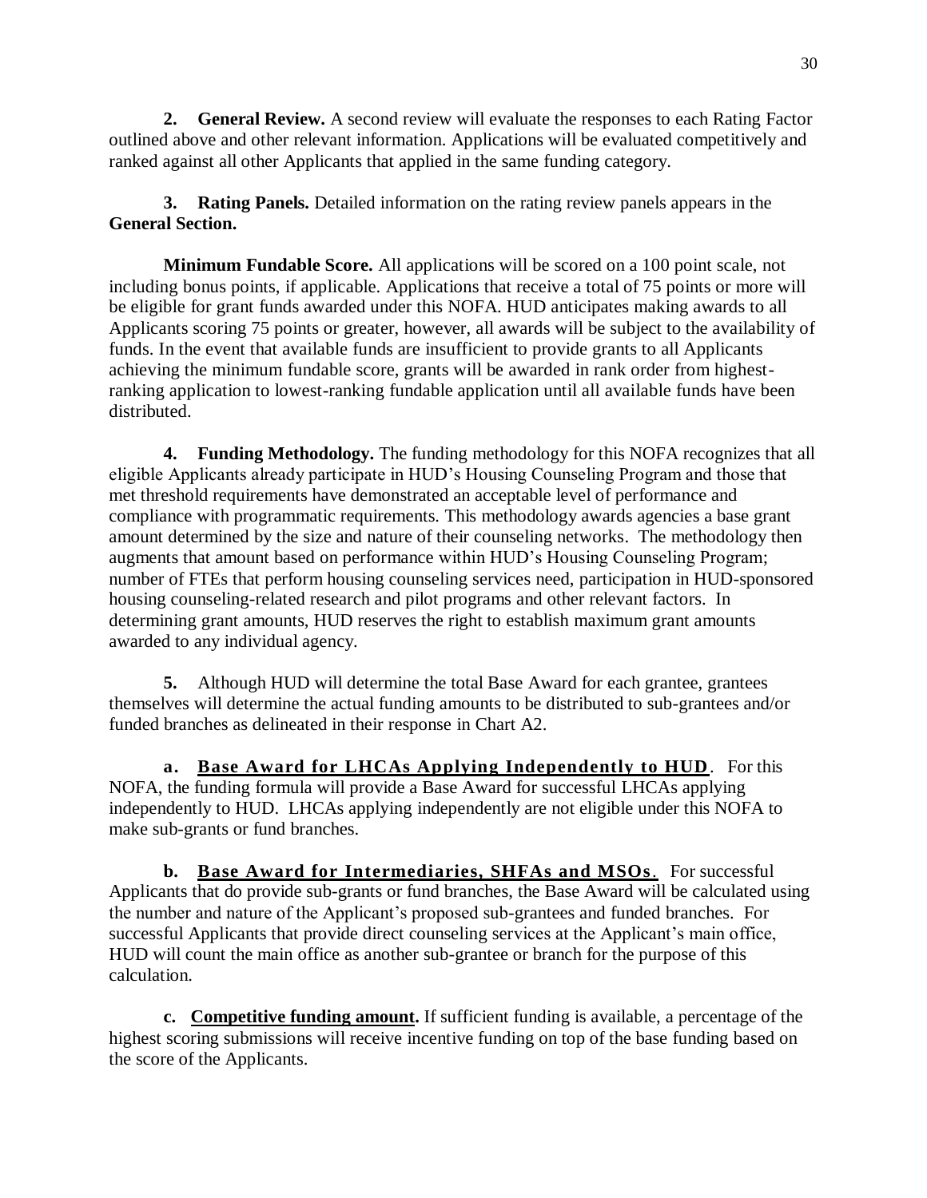**2. General Review.** A second review will evaluate the responses to each Rating Factor outlined above and other relevant information. Applications will be evaluated competitively and ranked against all other Applicants that applied in the same funding category.

**3. Rating Panels.** Detailed information on the rating review panels appears in the **General Section.**

**Minimum Fundable Score.** All applications will be scored on a 100 point scale, not including bonus points, if applicable. Applications that receive a total of 75 points or more will be eligible for grant funds awarded under this NOFA. HUD anticipates making awards to all Applicants scoring 75 points or greater, however, all awards will be subject to the availability of funds. In the event that available funds are insufficient to provide grants to all Applicants achieving the minimum fundable score, grants will be awarded in rank order from highest-ranking application to lowest-ranking fundable application until all available funds have been distributed.

**4. Funding Methodology.** The funding methodology for this NOFA recognizes that all eligible Applicants already participate in HUD's Housing Counseling Program and those that met threshold requirements have demonstrated an acceptable level of performance and compliance with programmatic requirements. This methodology awards agencies a base grant amount determined by the size and nature of their counseling networks. The methodology then augments that amount based on performance within HUD's Housing Counseling Program; number of FTEs that perform housing counseling services need, participation in HUD-sponsored housing counseling-related research and pilot programs and other relevant factors. In determining grant amounts, HUD reserves the right to establish maximum grant amounts awarded to any individual agency.

**5.** Although HUD will determine the total Base Award for each grantee, grantees themselves will determine the actual funding amounts to be distributed to sub-grantees and/or funded branches as delineated in their response in Chart A2.

**a. Base Award for LHCAs Applying Independently to HUD**. For this NOFA, the funding formula will provide a Base Award for successful LHCAs applying independently to HUD. LHCAs applying independently are not eligible under this NOFA to make sub-grants or fund branches.

**b. Base Award for Intermediaries, SHFAs and MSOs**. For successful Applicants that do provide sub-grants or fund branches, the Base Award will be calculated using the number and nature of the Applicant's proposed sub-grantees and funded branches. For successful Applicants that provide direct counseling services at the Applicant's main office, HUD will count the main office as another sub-grantee or branch for the purpose of this calculation.

**c. Competitive funding amount.** If sufficient funding is available, a percentage of the highest scoring submissions will receive incentive funding on top of the base funding based on the score of the Applicants.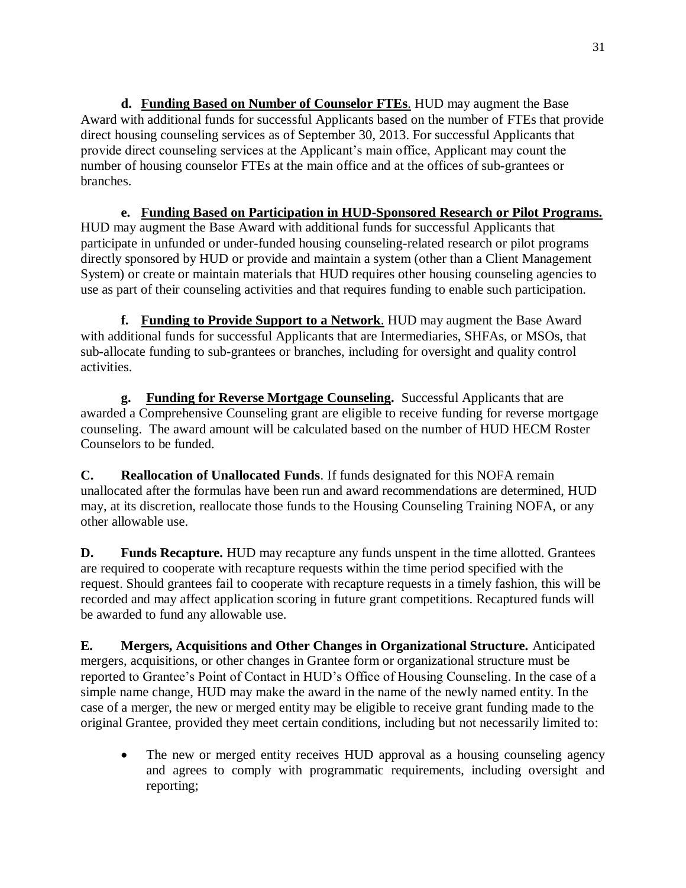**d. <u>Funding Based on Number of Counselor FTEs</u>**. HUD may augment the Base Award with additional funds for successful Applicants based on the number of FTEs that provide direct housing counseling services as of September 30, 2013. For successful Applicants that provide direct counseling services at the Applicant's main office, Applicant may count the number of housing counselor FTEs at the main office and at the offices of sub-grantees or branches.

**e. <u>Funding Based on Participation in HUD-Sponsored Research or Pilot Programs.</u>** HUD may augment the Base Award with additional funds for successful Applicants that participate in unfunded or under-funded housing counseling-related research or pilot programs directly sponsored by HUD or provide and maintain a system (other than a Client Management System) or create or maintain materials that HUD requires other housing counseling agencies to use as part of their counseling activities and that requires funding to enable such participation.

**f. <u>Funding to Provide Support to a Network</u>**. HUD may augment the Base Award with additional funds for successful Applicants that are Intermediaries, SHFAs, or MSOs, that sub-allocate funding to sub-grantees or branches, including for oversight and quality control activities.

**g. <u>Funding for Reverse Mortgage Counseling.</u>** Successful Applicants that are awarded a Comprehensive Counseling grant are eligible to receive funding for reverse mortgage counseling. The award amount will be calculated based on the number of HUD HECM Roster Counselors to be funded.

**C. Reallocation of Unallocated Funds**. If funds designated for this NOFA remain unallocated after the formulas have been run and award recommendations are determined, HUD may, at its discretion, reallocate those funds to the Housing Counseling Training NOFA, or any other allowable use.

**D. Funds Recapture.** HUD may recapture any funds unspent in the time allotted. Grantees are required to cooperate with recapture requests within the time period specified with the request. Should grantees fail to cooperate with recapture requests in a timely fashion, this will be recorded and may affect application scoring in future grant competitions. Recaptured funds will be awarded to fund any allowable use.

**E. Mergers, Acquisitions and Other Changes in Organizational Structure.** Anticipated mergers, acquisitions, or other changes in Grantee form or organizational structure must be reported to Grantee's Point of Contact in HUD's Office of Housing Counseling. In the case of a simple name change, HUD may make the award in the name of the newly named entity. In the case of a merger, the new or merged entity may be eligible to receive grant funding made to the original Grantee, provided they meet certain conditions, including but not necessarily limited to:

- The new or merged entity receives HUD approval as a housing counseling agency and agrees to comply with programmatic requirements, including oversight and reporting;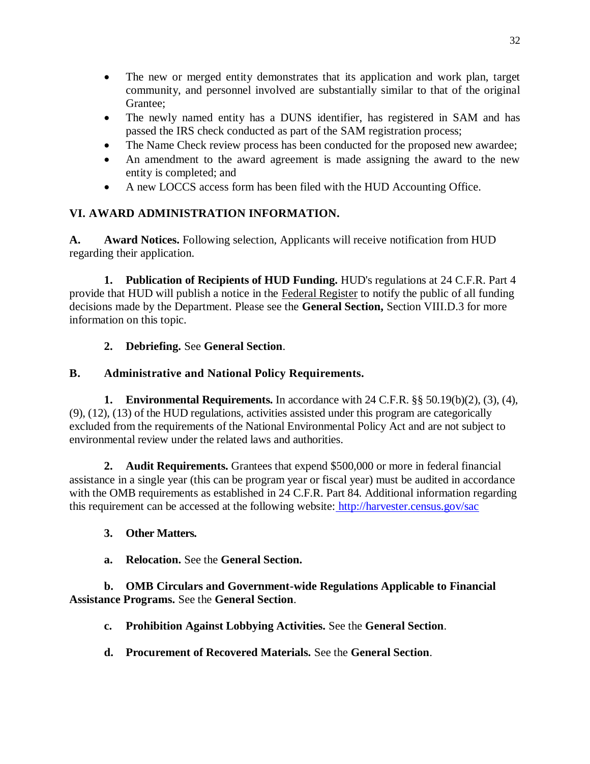- The new or merged entity demonstrates that its application and work plan, target community, and personnel involved are substantially similar to that of the original Grantee;
- The newly named entity has a DUNS identifier, has registered in SAM and has passed the IRS check conducted as part of the SAM registration process;
- The Name Check review process has been conducted for the proposed new awardee;
- An amendment to the award agreement is made assigning the award to the new entity is completed; and
- A new LOCCS access form has been filed with the HUD Accounting Office.

## VI. AWARD ADMINISTRATION INFORMATION.

**A. Award Notices.** Following selection, Applicants will receive notification from HUD regarding their application.

**1. Publication of Recipients of HUD Funding.** HUD's regulations at 24 C.F.R. Part 4 provide that HUD will publish a notice in the Federal Register to notify the public of all funding decisions made by the Department. Please see the **General Section,** Section VIII.D.3 for more information on this topic.

**2. Debriefing.** See **General Section**.

**B. Administrative and National Policy Requirements.**

**1. Environmental Requirements.** In accordance with 24 C.F.R. §§ 50.19(b)(2), (3), (4), (9), (12), (13) of the HUD regulations, activities assisted under this program are categorically excluded from the requirements of the National Environmental Policy Act and are not subject to environmental review under the related laws and authorities.

**2. Audit Requirements.** Grantees that expend $500,000 or more in federal financial assistance in a single year (this can be program year or fiscal year) must be audited in accordance with the OMB requirements as established in 24 C.F.R. Part 84. Additional information regarding this requirement can be accessed at the following website: http://harvester.census.gov/sac

**3. Other Matters.**

**a. Relocation.** See the **General Section.**

**b. OMB Circulars and Government-wide Regulations Applicable to Financial Assistance Programs.** See the **General Section**.

**c. Prohibition Against Lobbying Activities.** See the **General Section**.

**d. Procurement of Recovered Materials.** See the **General Section**.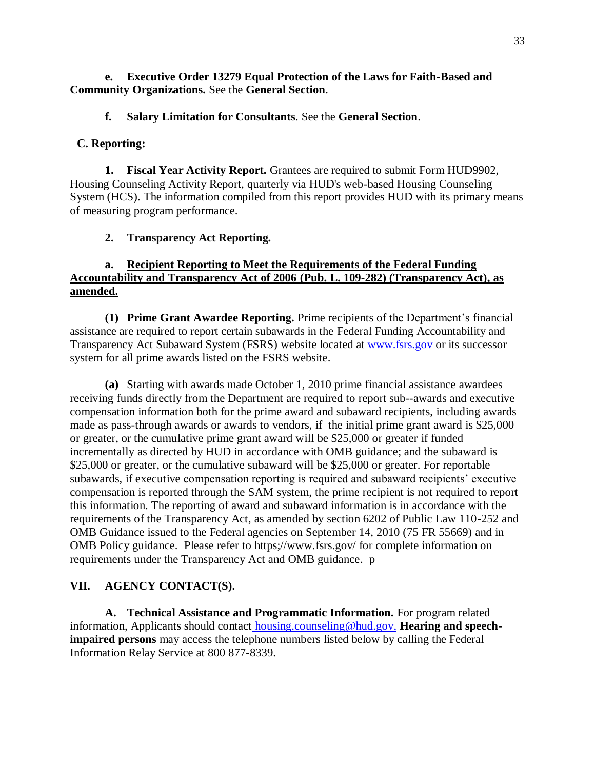**e. Executive Order 13279 Equal Protection of the Laws for Faith-Based and Community Organizations.** See the **General Section**.

**f. Salary Limitation for Consultants**. See the **General Section**.

**C. Reporting:**

**1. Fiscal Year Activity Report.** Grantees are required to submit Form HUD9902, Housing Counseling Activity Report, quarterly via HUD's web-based Housing Counseling System (HCS). The information compiled from this report provides HUD with its primary means of measuring program performance.

**2. Transparency Act Reporting.**

**a. <u>Recipient Reporting to Meet the Requirements of the Federal Funding Accountability and Transparency Act of 2006 (Pub. L. 109-282) (Transparency Act), as amended.</u>**

**(1) Prime Grant Awardee Reporting.** Prime recipients of the Department's financial assistance are required to report certain subawards in the Federal Funding Accountability and Transparency Act Subaward System (FSRS) website located at www.fsrs.gov or its successor system for all prime awards listed on the FSRS website.

**(a)** Starting with awards made October 1, 2010 prime financial assistance awardees receiving funds directly from the Department are required to report sub--awards and executive compensation information both for the prime award and subaward recipients, including awards made as pass-through awards or awards to vendors, if the initial prime grant award is $25,000 or greater, or the cumulative prime grant award will be $25,000 or greater if funded incrementally as directed by HUD in accordance with OMB guidance; and the subaward is $25,000 or greater, or the cumulative subaward will be $25,000 or greater. For reportable subawards, if executive compensation reporting is required and subaward recipients' executive compensation is reported through the SAM system, the prime recipient is not required to report this information. The reporting of award and subaward information is in accordance with the requirements of the Transparency Act, as amended by section 6202 of Public Law 110-252 and OMB Guidance issued to the Federal agencies on September 14, 2010 (75 FR 55669) and in OMB Policy guidance. Please refer to https;//www.fsrs.gov/ for complete information on requirements under the Transparency Act and OMB guidance. p

## VII. AGENCY CONTACT(S).

**A. Technical Assistance and Programmatic Information.** For program related information, Applicants should contact housing.counseling@hud.gov. **Hearing and speech-impaired persons** may access the telephone numbers listed below by calling the Federal Information Relay Service at 800 877-8339.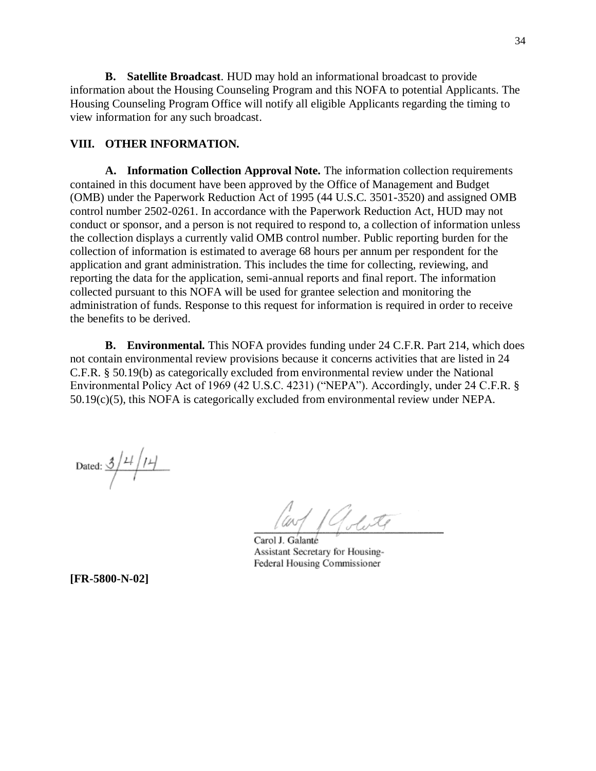**B. Satellite Broadcast**. HUD may hold an informational broadcast to provide information about the Housing Counseling Program and this NOFA to potential Applicants. The Housing Counseling Program Office will notify all eligible Applicants regarding the timing to view information for any such broadcast.

## VIII. OTHER INFORMATION.

**A. Information Collection Approval Note.** The information collection requirements contained in this document have been approved by the Office of Management and Budget (OMB) under the Paperwork Reduction Act of 1995 (44 U.S.C. 3501-3520) and assigned OMB control number 2502-0261. In accordance with the Paperwork Reduction Act, HUD may not conduct or sponsor, and a person is not required to respond to, a collection of information unless the collection displays a currently valid OMB control number. Public reporting burden for the collection of information is estimated to average 68 hours per annum per respondent for the application and grant administration. This includes the time for collecting, reviewing, and reporting the data for the application, semi-annual reports and final report. The information collected pursuant to this NOFA will be used for grantee selection and monitoring the administration of funds. Response to this request for information is required in order to receive the benefits to be derived.

**B. Environmental.** This NOFA provides funding under 24 C.F.R. Part 214, which does not contain environmental review provisions because it concerns activities that are listed in 24 C.F.R. § 50.19(b) as categorically excluded from environmental review under the National Environmental Policy Act of 1969 (42 U.S.C. 4231) ("NEPA"). Accordingly, under 24 C.F.R. § 50.19(c)(5), this NOFA is categorically excluded from environmental review under NEPA.

Dated: 3/4/14

Carol J. Galante
Assistant Secretary for Housing-
Federal Housing Commissioner

**[FR-5800-N-02]**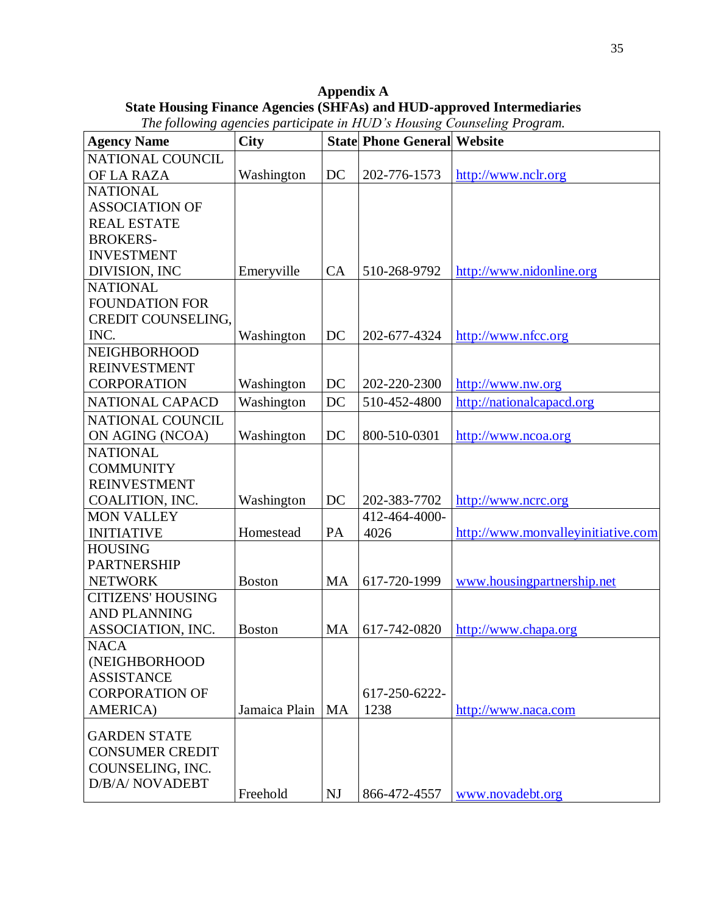**Appendix A**

**State Housing Finance Agencies (SHFAs) and HUD-approved Intermediaries**

*The following agencies participate in HUD's Housing Counseling Program.*

| Agency Name | City | State | Phone General | Website |
|---|---|---|---|---|
| NATIONAL COUNCIL OF LA RAZA | Washington | DC | 202-776-1573 | http://www.nclr.org |
| NATIONAL ASSOCIATION OF REAL ESTATE BROKERS-INVESTMENT DIVISION, INC | Emeryville | CA | 510-268-9792 | http://www.nidonline.org |
| NATIONAL FOUNDATION FOR CREDIT COUNSELING, INC. | Washington | DC | 202-677-4324 | http://www.nfcc.org |
| NEIGHBORHOOD REINVESTMENT CORPORATION | Washington | DC | 202-220-2300 | http://www.nw.org |
| NATIONAL CAPACD | Washington | DC | 510-452-4800 | http://nationalcapacd.org |
| NATIONAL COUNCIL ON AGING (NCOA) | Washington | DC | 800-510-0301 | http://www.ncoa.org |
| NATIONAL COMMUNITY REINVESTMENT COALITION, INC. | Washington | DC | 202-383-7702 | http://www.ncrc.org |
| MON VALLEY INITIATIVE | Homestead | PA | 412-464-4000-4026 | http://www.monvalleyinitiative.com |
| HOUSING PARTNERSHIP NETWORK | Boston | MA | 617-720-1999 | www.housingpartnership.net |
| CITIZENS' HOUSING AND PLANNING ASSOCIATION, INC. | Boston | MA | 617-742-0820 | http://www.chapa.org |
| NACA (NEIGHBORHOOD ASSISTANCE CORPORATION OF AMERICA) | Jamaica Plain | MA | 617-250-6222-1238 | http://www.naca.com |
| GARDEN STATE CONSUMER CREDIT COUNSELING, INC. D/B/A/ NOVADEBT | Freehold | NJ | 866-472-4557 | www.novadebt.org |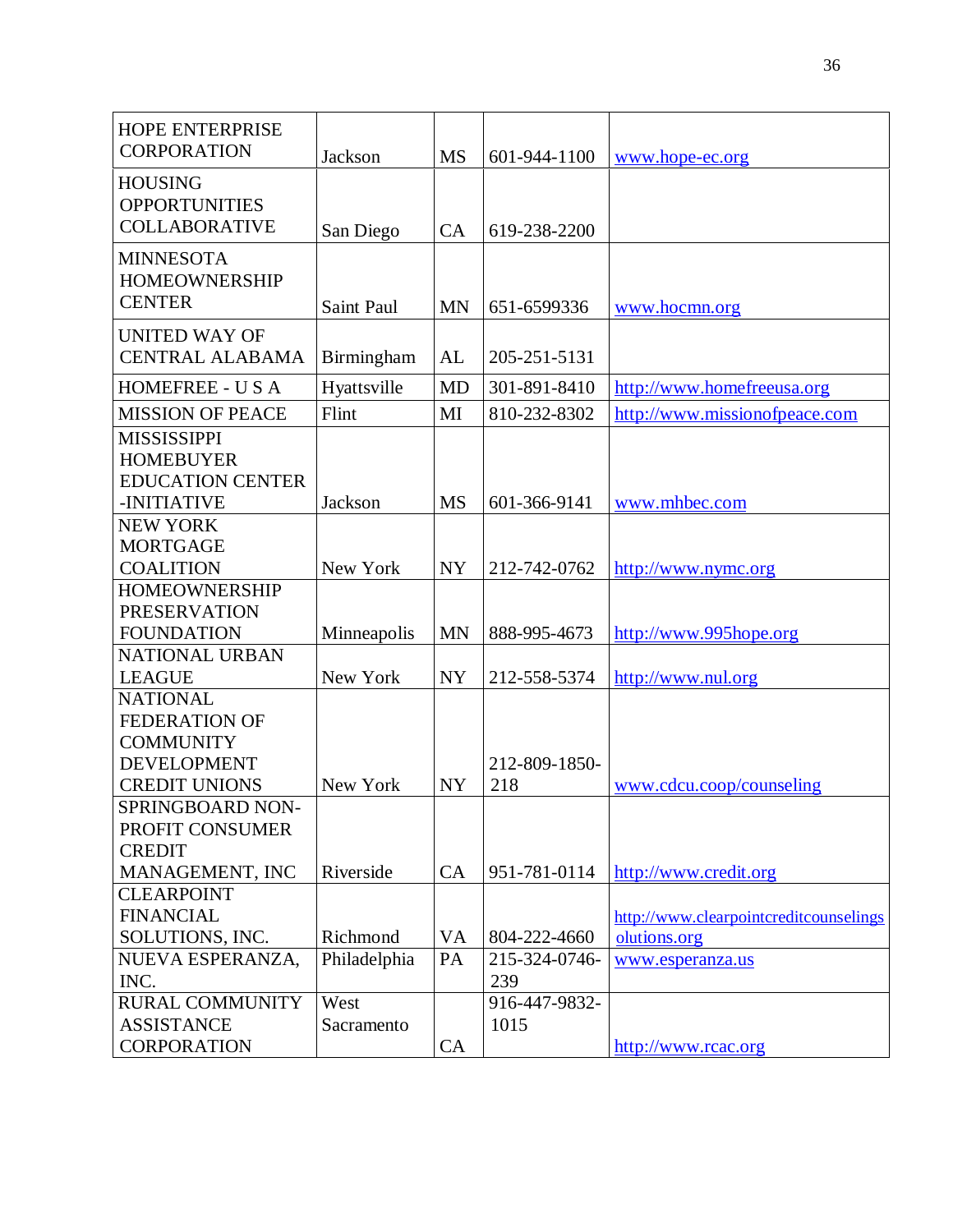| HOPE ENTERPRISE CORPORATION | Jackson | MS | 601-944-1100 | www.hope-ec.org |
|---|---|---|---|---|
| HOUSING OPPORTUNITIES COLLABORATIVE | San Diego | CA | 619-238-2200 | |
| MINNESOTA HOMEOWNERSHIP CENTER | Saint Paul | MN | 651-6599336 | www.hocmn.org |
| UNITED WAY OF CENTRAL ALABAMA | Birmingham | AL | 205-251-5131 | |
| HOMEFREE - U S A | Hyattsville | MD | 301-891-8410 | http://www.homefreeusa.org |
| MISSION OF PEACE | Flint | MI | 810-232-8302 | http://www.missionofpeace.com |
| MISSISSIPPI HOMEBUYER EDUCATION CENTER -INITIATIVE | Jackson | MS | 601-366-9141 | www.mhbec.com |
| NEW YORK MORTGAGE COALITION | New York | NY | 212-742-0762 | http://www.nymc.org |
| HOMEOWNERSHIP PRESERVATION FOUNDATION | Minneapolis | MN | 888-995-4673 | http://www.995hope.org |
| NATIONAL URBAN LEAGUE | New York | NY | 212-558-5374 | http://www.nul.org |
| NATIONAL FEDERATION OF COMMUNITY DEVELOPMENT CREDIT UNIONS | New York | NY | 212-809-1850-218 | www.cdcu.coop/counseling |
| SPRINGBOARD NON-PROFIT CONSUMER CREDIT MANAGEMENT, INC | Riverside | CA | 951-781-0114 | http://www.credit.org |
| CLEARPOINT FINANCIAL SOLUTIONS, INC. | Richmond | VA | 804-222-4660 | http://www.clearpointcreditcounselingsolutions.org |
| NUEVA ESPERANZA, INC. | Philadelphia | PA | 215-324-0746-239 | www.esperanza.us |
| RURAL COMMUNITY ASSISTANCE CORPORATION | West Sacramento | CA | 916-447-9832-1015 | http://www.rcac.org |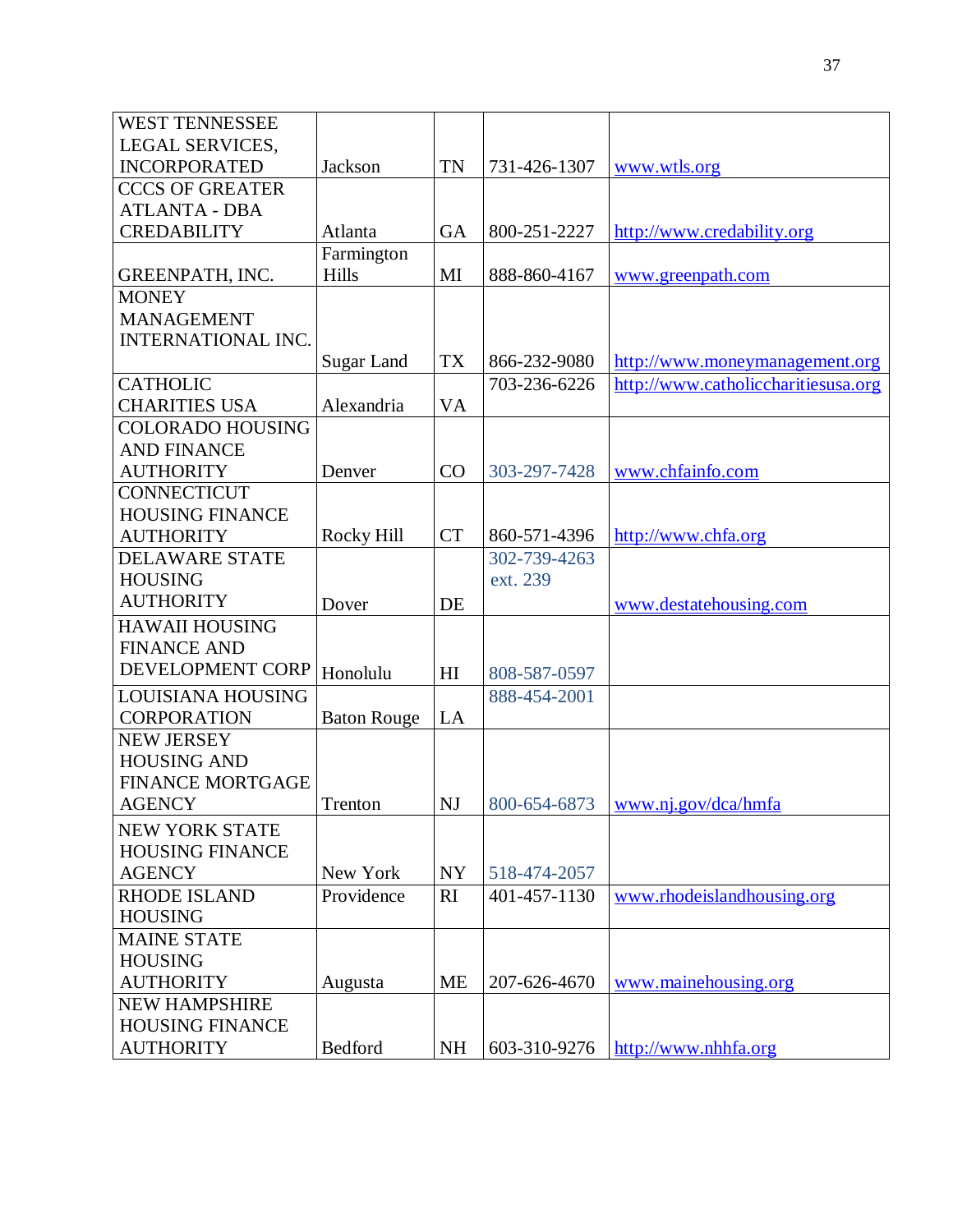| WEST TENNESSEE LEGAL SERVICES, INCORPORATED | Jackson | TN | 731-426-1307 | www.wtls.org |
|---|---|---|---|---|
| CCCS OF GREATER ATLANTA - DBA CREDABILITY | Atlanta | GA | 800-251-2227 | http://www.credability.org |
| GREENPATH, INC. | Farmington Hills | MI | 888-860-4167 | www.greenpath.com |
| MONEY MANAGEMENT INTERNATIONAL INC. | Sugar Land | TX | 866-232-9080 | http://www.moneymanagement.org |
| CATHOLIC CHARITIES USA | Alexandria | VA | 703-236-6226 | http://www.catholiccharitiesusa.org |
| COLORADO HOUSING AND FINANCE AUTHORITY | Denver | CO | 303-297-7428 | www.chfainfo.com |
| CONNECTICUT HOUSING FINANCE AUTHORITY | Rocky Hill | CT | 860-571-4396 | http://www.chfa.org |
| DELAWARE STATE HOUSING AUTHORITY | Dover | DE | 302-739-4263 ext. 239 | www.destatehousing.com |
| HAWAII HOUSING FINANCE AND DEVELOPMENT CORP | Honolulu | HI | 808-587-0597 | |
| LOUISIANA HOUSING CORPORATION | Baton Rouge | LA | 888-454-2001 | |
| NEW JERSEY HOUSING AND FINANCE MORTGAGE AGENCY | Trenton | NJ | 800-654-6873 | www.nj.gov/dca/hmfa |
| NEW YORK STATE HOUSING FINANCE AGENCY | New York | NY | 518-474-2057 | |
| RHODE ISLAND HOUSING | Providence | RI | 401-457-1130 | www.rhodeislandhousing.org |
| MAINE STATE HOUSING AUTHORITY | Augusta | ME | 207-626-4670 | www.mainehousing.org |
| NEW HAMPSHIRE HOUSING FINANCE AUTHORITY | Bedford | NH | 603-310-9276 | http://www.nhhfa.org |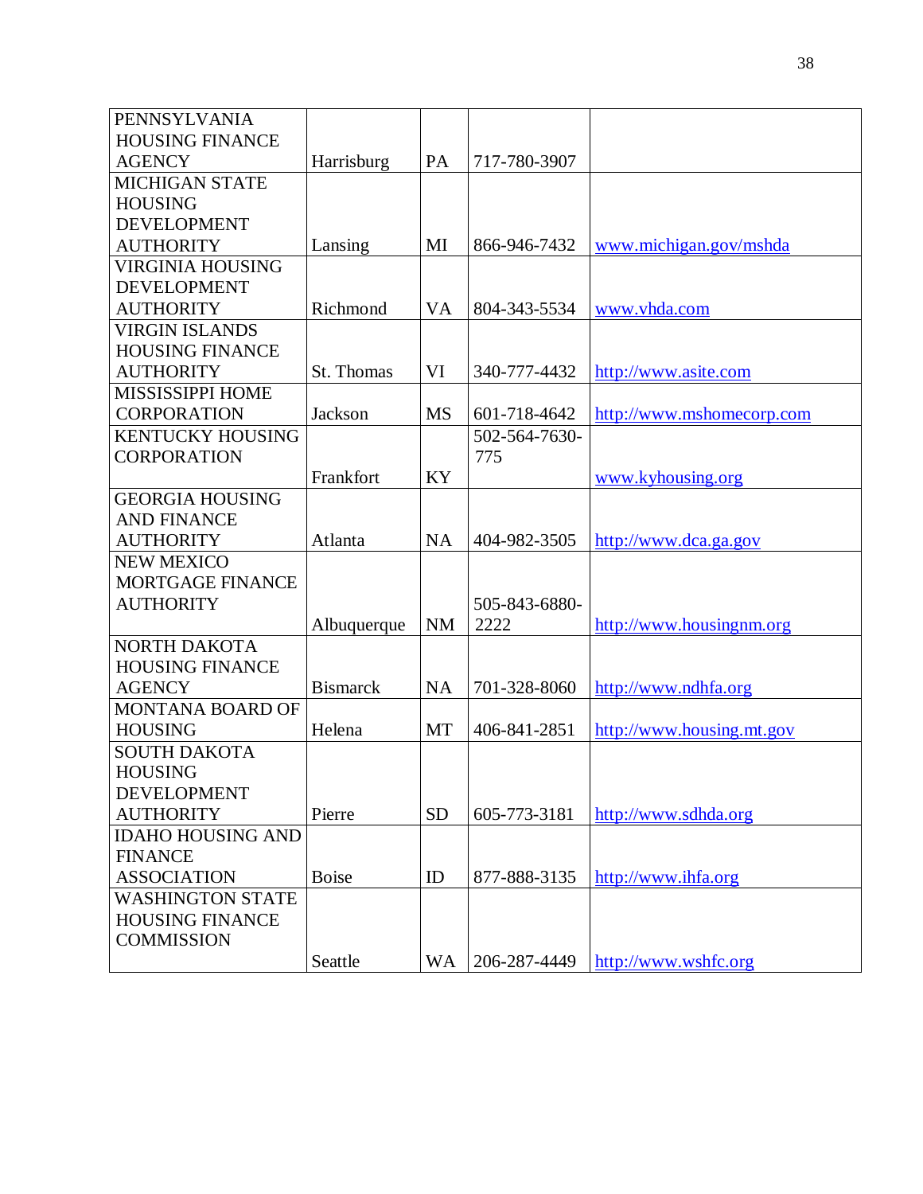| PENNSYLVANIA HOUSING FINANCE AGENCY | Harrisburg | PA | 717-780-3907 | |
|---|---|---|---|---|
| MICHIGAN STATE HOUSING DEVELOPMENT AUTHORITY | Lansing | MI | 866-946-7432 | www.michigan.gov/mshda |
| VIRGINIA HOUSING DEVELOPMENT AUTHORITY | Richmond | VA | 804-343-5534 | www.vhda.com |
| VIRGIN ISLANDS HOUSING FINANCE AUTHORITY | St. Thomas | VI | 340-777-4432 | http://www.asite.com |
| MISSISSIPPI HOME CORPORATION | Jackson | MS | 601-718-4642 | http://www.mshomecorp.com |
| KENTUCKY HOUSING CORPORATION | Frankfort | KY | 502-564-7630-775 | www.kyhousing.org |
| GEORGIA HOUSING AND FINANCE AUTHORITY | Atlanta | NA | 404-982-3505 | http://www.dca.ga.gov |
| NEW MEXICO MORTGAGE FINANCE AUTHORITY | Albuquerque | NM | 505-843-6880-2222 | http://www.housingnm.org |
| NORTH DAKOTA HOUSING FINANCE AGENCY | Bismarck | NA | 701-328-8060 | http://www.ndhfa.org |
| MONTANA BOARD OF HOUSING | Helena | MT | 406-841-2851 | http://www.housing.mt.gov |
| SOUTH DAKOTA HOUSING DEVELOPMENT AUTHORITY | Pierre | SD | 605-773-3181 | http://www.sdhda.org |
| IDAHO HOUSING AND FINANCE ASSOCIATION | Boise | ID | 877-888-3135 | http://www.ihfa.org |
| WASHINGTON STATE HOUSING FINANCE COMMISSION | Seattle | WA | 206-287-4449 | http://www.wshfc.org |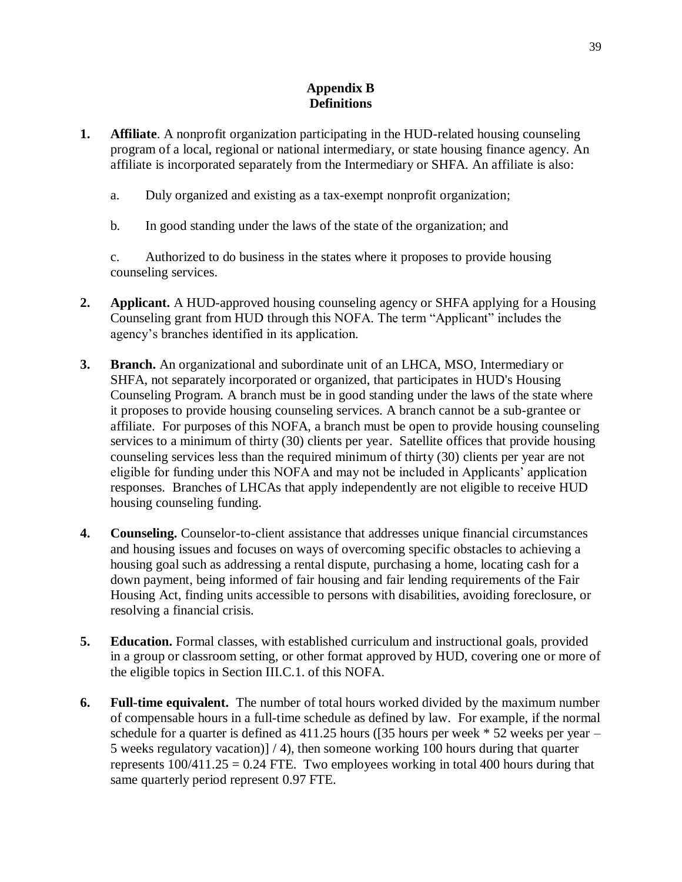## Appendix B
## Definitions

1. **Affiliate**. A nonprofit organization participating in the HUD-related housing counseling program of a local, regional or national intermediary, or state housing finance agency. An affiliate is incorporated separately from the Intermediary or SHFA. An affiliate is also:

   a. Duly organized and existing as a tax-exempt nonprofit organization;

   b. In good standing under the laws of the state of the organization; and

   c. Authorized to do business in the states where it proposes to provide housing counseling services.

2. **Applicant.** A HUD-approved housing counseling agency or SHFA applying for a Housing Counseling grant from HUD through this NOFA. The term "Applicant" includes the agency's branches identified in its application.

3. **Branch.** An organizational and subordinate unit of an LHCA, MSO, Intermediary or SHFA, not separately incorporated or organized, that participates in HUD's Housing Counseling Program. A branch must be in good standing under the laws of the state where it proposes to provide housing counseling services. A branch cannot be a sub-grantee or affiliate. For purposes of this NOFA, a branch must be open to provide housing counseling services to a minimum of thirty (30) clients per year. Satellite offices that provide housing counseling services less than the required minimum of thirty (30) clients per year are not eligible for funding under this NOFA and may not be included in Applicants' application responses. Branches of LHCAs that apply independently are not eligible to receive HUD housing counseling funding.

4. **Counseling.** Counselor-to-client assistance that addresses unique financial circumstances and housing issues and focuses on ways of overcoming specific obstacles to achieving a housing goal such as addressing a rental dispute, purchasing a home, locating cash for a down payment, being informed of fair housing and fair lending requirements of the Fair Housing Act, finding units accessible to persons with disabilities, avoiding foreclosure, or resolving a financial crisis.

5. **Education.** Formal classes, with established curriculum and instructional goals, provided in a group or classroom setting, or other format approved by HUD, covering one or more of the eligible topics in Section III.C.1. of this NOFA.

6. **Full-time equivalent.** The number of total hours worked divided by the maximum number of compensable hours in a full-time schedule as defined by law. For example, if the normal schedule for a quarter is defined as 411.25 hours ([35 hours per week * 52 weeks per year – 5 weeks regulatory vacation)] / 4), then someone working 100 hours during that quarter represents 100/411.25 = 0.24 FTE. Two employees working in total 400 hours during that same quarterly period represent 0.97 FTE.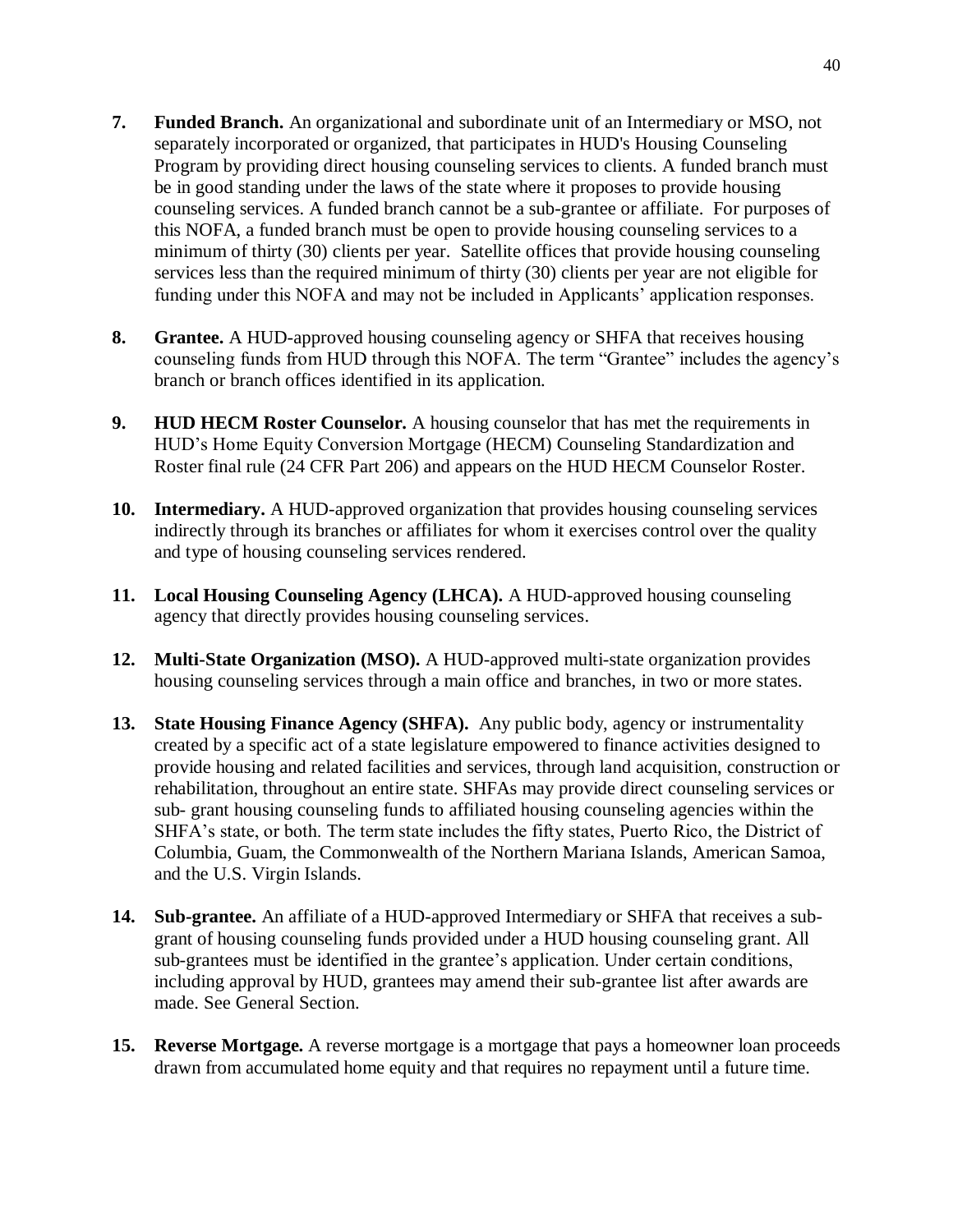7. **Funded Branch.** An organizational and subordinate unit of an Intermediary or MSO, not separately incorporated or organized, that participates in HUD's Housing Counseling Program by providing direct housing counseling services to clients. A funded branch must be in good standing under the laws of the state where it proposes to provide housing counseling services. A funded branch cannot be a sub-grantee or affiliate. For purposes of this NOFA, a funded branch must be open to provide housing counseling services to a minimum of thirty (30) clients per year. Satellite offices that provide housing counseling services less than the required minimum of thirty (30) clients per year are not eligible for funding under this NOFA and may not be included in Applicants' application responses.

8. **Grantee.** A HUD-approved housing counseling agency or SHFA that receives housing counseling funds from HUD through this NOFA. The term "Grantee" includes the agency's branch or branch offices identified in its application.

9. **HUD HECM Roster Counselor.** A housing counselor that has met the requirements in HUD's Home Equity Conversion Mortgage (HECM) Counseling Standardization and Roster final rule (24 CFR Part 206) and appears on the HUD HECM Counselor Roster.

10. **Intermediary.** A HUD-approved organization that provides housing counseling services indirectly through its branches or affiliates for whom it exercises control over the quality and type of housing counseling services rendered.

11. **Local Housing Counseling Agency (LHCA).** A HUD-approved housing counseling agency that directly provides housing counseling services.

12. **Multi-State Organization (MSO).** A HUD-approved multi-state organization provides housing counseling services through a main office and branches, in two or more states.

13. **State Housing Finance Agency (SHFA).** Any public body, agency or instrumentality created by a specific act of a state legislature empowered to finance activities designed to provide housing and related facilities and services, through land acquisition, construction or rehabilitation, throughout an entire state. SHFAs may provide direct counseling services or sub- grant housing counseling funds to affiliated housing counseling agencies within the SHFA's state, or both. The term state includes the fifty states, Puerto Rico, the District of Columbia, Guam, the Commonwealth of the Northern Mariana Islands, American Samoa, and the U.S. Virgin Islands.

14. **Sub-grantee.** An affiliate of a HUD-approved Intermediary or SHFA that receives a sub-grant of housing counseling funds provided under a HUD housing counseling grant. All sub-grantees must be identified in the grantee's application. Under certain conditions, including approval by HUD, grantees may amend their sub-grantee list after awards are made. See General Section.

15. **Reverse Mortgage.** A reverse mortgage is a mortgage that pays a homeowner loan proceeds drawn from accumulated home equity and that requires no repayment until a future time.